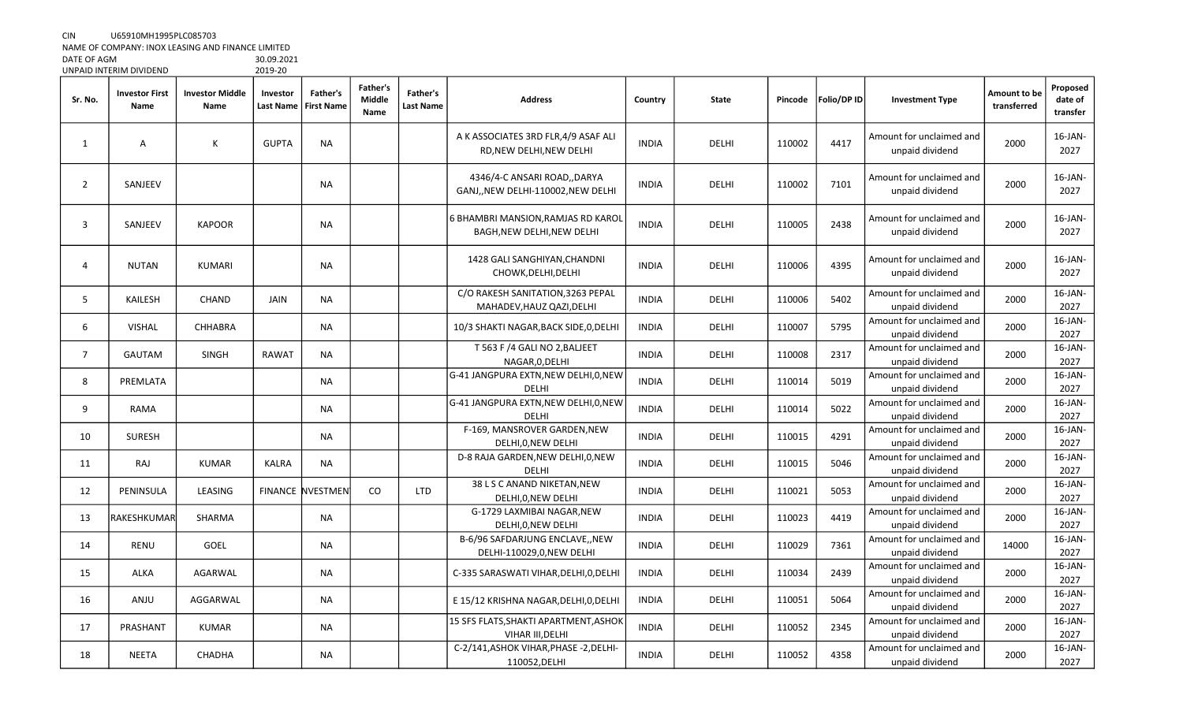CIN U65910MH1995PLC085703
NAME OF COMPANY: INOX LEASING AND FINANCE LIMITED
DATE OF AGM 30.09.2021
UNPAID INTERIM DIVIDEND 2019-20

| Sr. No. | Investor First Name | Investor Middle Name | Investor Last Name | Father's First Name | Father's Middle Name | Father's Last Name | Address | Country | State | Pincode | Folio/DP ID | Investment Type | Amount to be transferred | Proposed date of transfer |
|---|---|---|---|---|---|---|---|---|---|---|---|---|---|---|
| 1 | A | K | GUPTA | NA | | | A K ASSOCIATES 3RD FLR,4/9 ASAF ALI RD,NEW DELHI,NEW DELHI | INDIA | DELHI | 110002 | 4417 | Amount for unclaimed and unpaid dividend | 2000 | 16-JAN-2027 |
| 2 | SANJEEV | | | NA | | | 4346/4-C ANSARI ROAD,,DARYA GANJ,,NEW DELHI-110002,NEW DELHI | INDIA | DELHI | 110002 | 7101 | Amount for unclaimed and unpaid dividend | 2000 | 16-JAN-2027 |
| 3 | SANJEEV | KAPOOR | | NA | | | 6 BHAMBRI MANSION,RAMJAS RD KAROL BAGH,NEW DELHI,NEW DELHI | INDIA | DELHI | 110005 | 2438 | Amount for unclaimed and unpaid dividend | 2000 | 16-JAN-2027 |
| 4 | NUTAN | KUMARI | | NA | | | 1428 GALI SANGHIYAN,CHANDNI CHOWK,DELHI,DELHI | INDIA | DELHI | 110006 | 4395 | Amount for unclaimed and unpaid dividend | 2000 | 16-JAN-2027 |
| 5 | KAILESH | CHAND | JAIN | NA | | | C/O RAKESH SANITATION,3263 PEPAL MAHADEV,HAUZ QAZI,DELHI | INDIA | DELHI | 110006 | 5402 | Amount for unclaimed and unpaid dividend | 2000 | 16-JAN-2027 |
| 6 | VISHAL | CHHABRA | | NA | | | 10/3 SHAKTI NAGAR,BACK SIDE,0,DELHI | INDIA | DELHI | 110007 | 5795 | Amount for unclaimed and unpaid dividend | 2000 | 16-JAN-2027 |
| 7 | GAUTAM | SINGH | RAWAT | NA | | | T 563 F /4 GALI NO 2,BALJEET NAGAR,0,DELHI | INDIA | DELHI | 110008 | 2317 | Amount for unclaimed and unpaid dividend | 2000 | 16-JAN-2027 |
| 8 | PREMLATA | | | NA | | | G-41 JANGPURA EXTN,NEW DELHI,0,NEW DELHI | INDIA | DELHI | 110014 | 5019 | Amount for unclaimed and unpaid dividend | 2000 | 16-JAN-2027 |
| 9 | RAMA | | | NA | | | G-41 JANGPURA EXTN,NEW DELHI,0,NEW DELHI | INDIA | DELHI | 110014 | 5022 | Amount for unclaimed and unpaid dividend | 2000 | 16-JAN-2027 |
| 10 | SURESH | | | NA | | | F-169, MANSROVER GARDEN,NEW DELHI,0,NEW DELHI | INDIA | DELHI | 110015 | 4291 | Amount for unclaimed and unpaid dividend | 2000 | 16-JAN-2027 |
| 11 | RAJ | KUMAR | KALRA | NA | | | D-8 RAJA GARDEN,NEW DELHI,0,NEW DELHI | INDIA | DELHI | 110015 | 5046 | Amount for unclaimed and unpaid dividend | 2000 | 16-JAN-2027 |
| 12 | PENINSULA | LEASING | FINANCE | NVESTMEN | CO | LTD | 38 L S C ANAND NIKETAN,NEW DELHI,0,NEW DELHI | INDIA | DELHI | 110021 | 5053 | Amount for unclaimed and unpaid dividend | 2000 | 16-JAN-2027 |
| 13 | RAKESHKUMAR | SHARMA | | NA | | | G-1729 LAXMIBAI NAGAR,NEW DELHI,0,NEW DELHI | INDIA | DELHI | 110023 | 4419 | Amount for unclaimed and unpaid dividend | 2000 | 16-JAN-2027 |
| 14 | RENU | GOEL | | NA | | | B-6/96 SAFDARJUNG ENCLAVE,,NEW DELHI-110029,0,NEW DELHI | INDIA | DELHI | 110029 | 7361 | Amount for unclaimed and unpaid dividend | 14000 | 16-JAN-2027 |
| 15 | ALKA | AGARWAL | | NA | | | C-335 SARASWATI VIHAR,DELHI,0,DELHI | INDIA | DELHI | 110034 | 2439 | Amount for unclaimed and unpaid dividend | 2000 | 16-JAN-2027 |
| 16 | ANJU | AGGARWAL | | NA | | | E 15/12 KRISHNA NAGAR,DELHI,0,DELHI | INDIA | DELHI | 110051 | 5064 | Amount for unclaimed and unpaid dividend | 2000 | 16-JAN-2027 |
| 17 | PRASHANT | KUMAR | | NA | | | 15 SFS FLATS,SHAKTI APARTMENT,ASHOK VIHAR III,DELHI | INDIA | DELHI | 110052 | 2345 | Amount for unclaimed and unpaid dividend | 2000 | 16-JAN-2027 |
| 18 | NEETA | CHADHA | | NA | | | C-2/141,ASHOK VIHAR,PHASE -2,DELHI-110052,DELHI | INDIA | DELHI | 110052 | 4358 | Amount for unclaimed and unpaid dividend | 2000 | 16-JAN-2027 |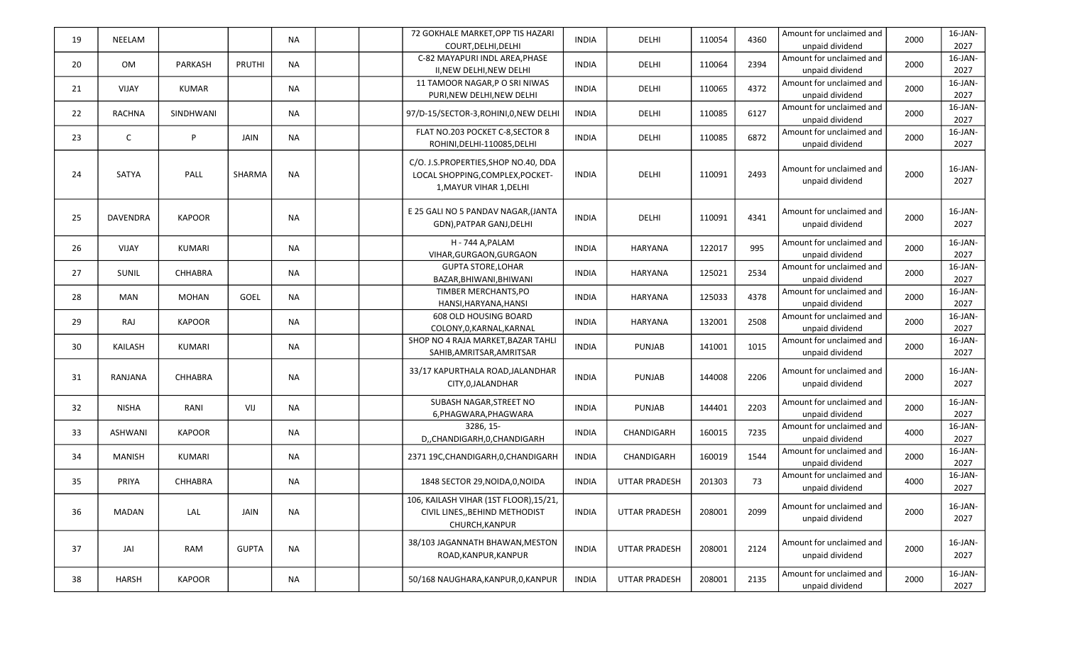| 19 | NEELAM | | | NA | | | 72 GOKHALE MARKET,OPP TIS HAZARI COURT,DELHI,DELHI | INDIA | DELHI | 110054 | 4360 | Amount for unclaimed and unpaid dividend | 2000 | 16-JAN-2027 |
|---|---|---|---|---|---|---|---|---|---|---|---|---|---|---|
| 20 | OM | PARKASH | PRUTHI | NA | | | C-82 MAYAPURI INDL AREA,PHASE II,NEW DELHI,NEW DELHI | INDIA | DELHI | 110064 | 2394 | Amount for unclaimed and unpaid dividend | 2000 | 16-JAN-2027 |
| 21 | VIJAY | KUMAR | | NA | | | 11 TAMOOR NAGAR,P O SRI NIWAS PURI,NEW DELHI,NEW DELHI | INDIA | DELHI | 110065 | 4372 | Amount for unclaimed and unpaid dividend | 2000 | 16-JAN-2027 |
| 22 | RACHNA | SINDHWANI | | NA | | | 97/D-15/SECTOR-3,ROHINI,0,NEW DELHI | INDIA | DELHI | 110085 | 6127 | Amount for unclaimed and unpaid dividend | 2000 | 16-JAN-2027 |
| 23 | C | P | JAIN | NA | | | FLAT NO.203 POCKET C-8,SECTOR 8 ROHINI,DELHI-110085,DELHI | INDIA | DELHI | 110085 | 6872 | Amount for unclaimed and unpaid dividend | 2000 | 16-JAN-2027 |
| 24 | SATYA | PALL | SHARMA | NA | | | C/O. J.S.PROPERTIES,SHOP NO.40, DDA LOCAL SHOPPING,COMPLEX,POCKET-1,MAYUR VIHAR 1,DELHI | INDIA | DELHI | 110091 | 2493 | Amount for unclaimed and unpaid dividend | 2000 | 16-JAN-2027 |
| 25 | DAVENDRA | KAPOOR | | NA | | | E 25 GALI NO 5 PANDAV NAGAR,(JANTA GDN),PATPAR GANJ,DELHI | INDIA | DELHI | 110091 | 4341 | Amount for unclaimed and unpaid dividend | 2000 | 16-JAN-2027 |
| 26 | VIJAY | KUMARI | | NA | | | H - 744 A,PALAM VIHAR,GURGAON,GURGAON | INDIA | HARYANA | 122017 | 995 | Amount for unclaimed and unpaid dividend | 2000 | 16-JAN-2027 |
| 27 | SUNIL | CHHABRA | | NA | | | GUPTA STORE,LOHAR BAZAR,BHIWANI,BHIWANI | INDIA | HARYANA | 125021 | 2534 | Amount for unclaimed and unpaid dividend | 2000 | 16-JAN-2027 |
| 28 | MAN | MOHAN | GOEL | NA | | | TIMBER MERCHANTS,PO HANSI,HARYANA,HANSI | INDIA | HARYANA | 125033 | 4378 | Amount for unclaimed and unpaid dividend | 2000 | 16-JAN-2027 |
| 29 | RAJ | KAPOOR | | NA | | | 608 OLD HOUSING BOARD COLONY,0,KARNAL,KARNAL | INDIA | HARYANA | 132001 | 2508 | Amount for unclaimed and unpaid dividend | 2000 | 16-JAN-2027 |
| 30 | KAILASH | KUMARI | | NA | | | SHOP NO 4 RAJA MARKET,BAZAR TAHLI SAHIB,AMRITSAR,AMRITSAR | INDIA | PUNJAB | 141001 | 1015 | Amount for unclaimed and unpaid dividend | 2000 | 16-JAN-2027 |
| 31 | RANJANA | CHHABRA | | NA | | | 33/17 KAPURTHALA ROAD,JALANDHAR CITY,0,JALANDHAR | INDIA | PUNJAB | 144008 | 2206 | Amount for unclaimed and unpaid dividend | 2000 | 16-JAN-2027 |
| 32 | NISHA | RANI | VIJ | NA | | | SUBASH NAGAR,STREET NO 6,PHAGWARA,PHAGWARA | INDIA | PUNJAB | 144401 | 2203 | Amount for unclaimed and unpaid dividend | 2000 | 16-JAN-2027 |
| 33 | ASHWANI | KAPOOR | | NA | | | 3286, 15-D,,CHANDIGARH,0,CHANDIGARH | INDIA | CHANDIGARH | 160015 | 7235 | Amount for unclaimed and unpaid dividend | 4000 | 16-JAN-2027 |
| 34 | MANISH | KUMARI | | NA | | | 2371 19C,CHANDIGARH,0,CHANDIGARH | INDIA | CHANDIGARH | 160019 | 1544 | Amount for unclaimed and unpaid dividend | 2000 | 16-JAN-2027 |
| 35 | PRIYA | CHHABRA | | NA | | | 1848 SECTOR 29,NOIDA,0,NOIDA | INDIA | UTTAR PRADESH | 201303 | 73 | Amount for unclaimed and unpaid dividend | 4000 | 16-JAN-2027 |
| 36 | MADAN | LAL | JAIN | NA | | | 106, KAILASH VIHAR (1ST FLOOR),15/21, CIVIL LINES,,BEHIND METHODIST CHURCH,KANPUR | INDIA | UTTAR PRADESH | 208001 | 2099 | Amount for unclaimed and unpaid dividend | 2000 | 16-JAN-2027 |
| 37 | JAI | RAM | GUPTA | NA | | | 38/103 JAGANNATH BHAWAN,MESTON ROAD,KANPUR,KANPUR | INDIA | UTTAR PRADESH | 208001 | 2124 | Amount for unclaimed and unpaid dividend | 2000 | 16-JAN-2027 |
| 38 | HARSH | KAPOOR | | NA | | | 50/168 NAUGHARA,KANPUR,0,KANPUR | INDIA | UTTAR PRADESH | 208001 | 2135 | Amount for unclaimed and unpaid dividend | 2000 | 16-JAN-2027 |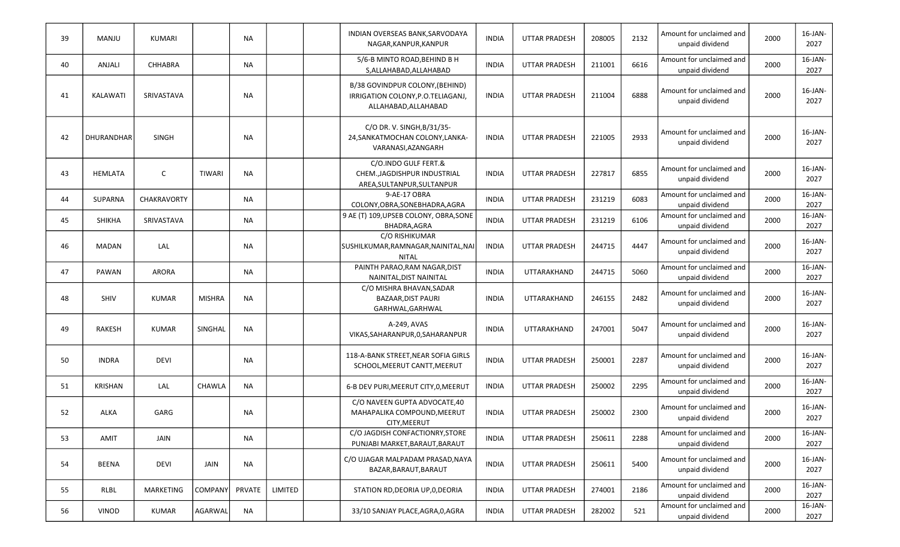| | | | | | | | | | | | | | | |
|---|---|---|---|---|---|---|---|---|---|---|---|---|---|---|
| 39 | MANJU | KUMARI | | NA | | | INDIAN OVERSEAS BANK,SARVODAYA NAGAR,KANPUR,KANPUR | INDIA | UTTAR PRADESH | 208005 | 2132 | Amount for unclaimed and unpaid dividend | 2000 | 16-JAN-2027 |
| 40 | ANJALI | CHHABRA | | NA | | | 5/6-B MINTO ROAD,BEHIND B H S,ALLAHABAD,ALLAHABAD | INDIA | UTTAR PRADESH | 211001 | 6616 | Amount for unclaimed and unpaid dividend | 2000 | 16-JAN-2027 |
| 41 | KALAWATI | SRIVASTAVA | | NA | | | B/38 GOVINDPUR COLONY,(BEHIND) IRRIGATION COLONY,P.O.TELIAGANJ, ALLAHABAD,ALLAHABAD | INDIA | UTTAR PRADESH | 211004 | 6888 | Amount for unclaimed and unpaid dividend | 2000 | 16-JAN-2027 |
| 42 | DHURANDHAR | SINGH | | NA | | | C/O DR. V. SINGH,B/31/35-24,SANKATMOCHAN COLONY,LANKA-VARANASI,AZANGARH | INDIA | UTTAR PRADESH | 221005 | 2933 | Amount for unclaimed and unpaid dividend | 2000 | 16-JAN-2027 |
| 43 | HEMLATA | C | TIWARI | NA | | | C/O.INDO GULF FERT.& CHEM.,JAGDISHPUR INDUSTRIAL AREA,SULTANPUR,SULTANPUR | INDIA | UTTAR PRADESH | 227817 | 6855 | Amount for unclaimed and unpaid dividend | 2000 | 16-JAN-2027 |
| 44 | SUPARNA | CHAKRAVORTY | | NA | | | 9-AE-17 OBRA COLONY,OBRA,SONEBHADRA,AGRA | INDIA | UTTAR PRADESH | 231219 | 6083 | Amount for unclaimed and unpaid dividend | 2000 | 16-JAN-2027 |
| 45 | SHIKHA | SRIVASTAVA | | NA | | | 9 AE (T) 109,UPSEB COLONY, OBRA,SONE BHADRA,AGRA | INDIA | UTTAR PRADESH | 231219 | 6106 | Amount for unclaimed and unpaid dividend | 2000 | 16-JAN-2027 |
| 46 | MADAN | LAL | | NA | | | C/O RISHIKUMAR SUSHILKUMAR,RAMNAGAR,NAINITAL,NAINITAL | INDIA | UTTAR PRADESH | 244715 | 4447 | Amount for unclaimed and unpaid dividend | 2000 | 16-JAN-2027 |
| 47 | PAWAN | ARORA | | NA | | | PAINTH PARAO,RAM NAGAR,DIST NAINITAL,DIST NAINITAL | INDIA | UTTARAKHAND | 244715 | 5060 | Amount for unclaimed and unpaid dividend | 2000 | 16-JAN-2027 |
| 48 | SHIV | KUMAR | MISHRA | NA | | | C/O MISHRA BHAVAN,SADAR BAZAAR,DIST PAURI GARHWAL,GARHWAL | INDIA | UTTARAKHAND | 246155 | 2482 | Amount for unclaimed and unpaid dividend | 2000 | 16-JAN-2027 |
| 49 | RAKESH | KUMAR | SINGHAL | NA | | | A-249, AVAS VIKAS,SAHARANPUR,0,SAHARANPUR | INDIA | UTTARAKHAND | 247001 | 5047 | Amount for unclaimed and unpaid dividend | 2000 | 16-JAN-2027 |
| 50 | INDRA | DEVI | | NA | | | 118-A-BANK STREET,NEAR SOFIA GIRLS SCHOOL,MEERUT CANTT,MEERUT | INDIA | UTTAR PRADESH | 250001 | 2287 | Amount for unclaimed and unpaid dividend | 2000 | 16-JAN-2027 |
| 51 | KRISHAN | LAL | CHAWLA | NA | | | 6-B DEV PURI,MEERUT CITY,0,MEERUT | INDIA | UTTAR PRADESH | 250002 | 2295 | Amount for unclaimed and unpaid dividend | 2000 | 16-JAN-2027 |
| 52 | ALKA | GARG | | NA | | | C/O NAVEEN GUPTA ADVOCATE,40 MAHAPALIKA COMPOUND,MEERUT CITY,MEERUT | INDIA | UTTAR PRADESH | 250002 | 2300 | Amount for unclaimed and unpaid dividend | 2000 | 16-JAN-2027 |
| 53 | AMIT | JAIN | | NA | | | C/O JAGDISH CONFACTIONRY,STORE PUNJABI MARKET,BARAUT,BARAUT | INDIA | UTTAR PRADESH | 250611 | 2288 | Amount for unclaimed and unpaid dividend | 2000 | 16-JAN-2027 |
| 54 | BEENA | DEVI | JAIN | NA | | | C/O UJAGAR MALPADAM PRASAD,NAYA BAZAR,BARAUT,BARAUT | INDIA | UTTAR PRADESH | 250611 | 5400 | Amount for unclaimed and unpaid dividend | 2000 | 16-JAN-2027 |
| 55 | RLBL | MARKETING | COMPANY | PRVATE | LIMITED | | STATION RD,DEORIA UP,0,DEORIA | INDIA | UTTAR PRADESH | 274001 | 2186 | Amount for unclaimed and unpaid dividend | 2000 | 16-JAN-2027 |
| 56 | VINOD | KUMAR | AGARWAL | NA | | | 33/10 SANJAY PLACE,AGRA,0,AGRA | INDIA | UTTAR PRADESH | 282002 | 521 | Amount for unclaimed and unpaid dividend | 2000 | 16-JAN-2027 |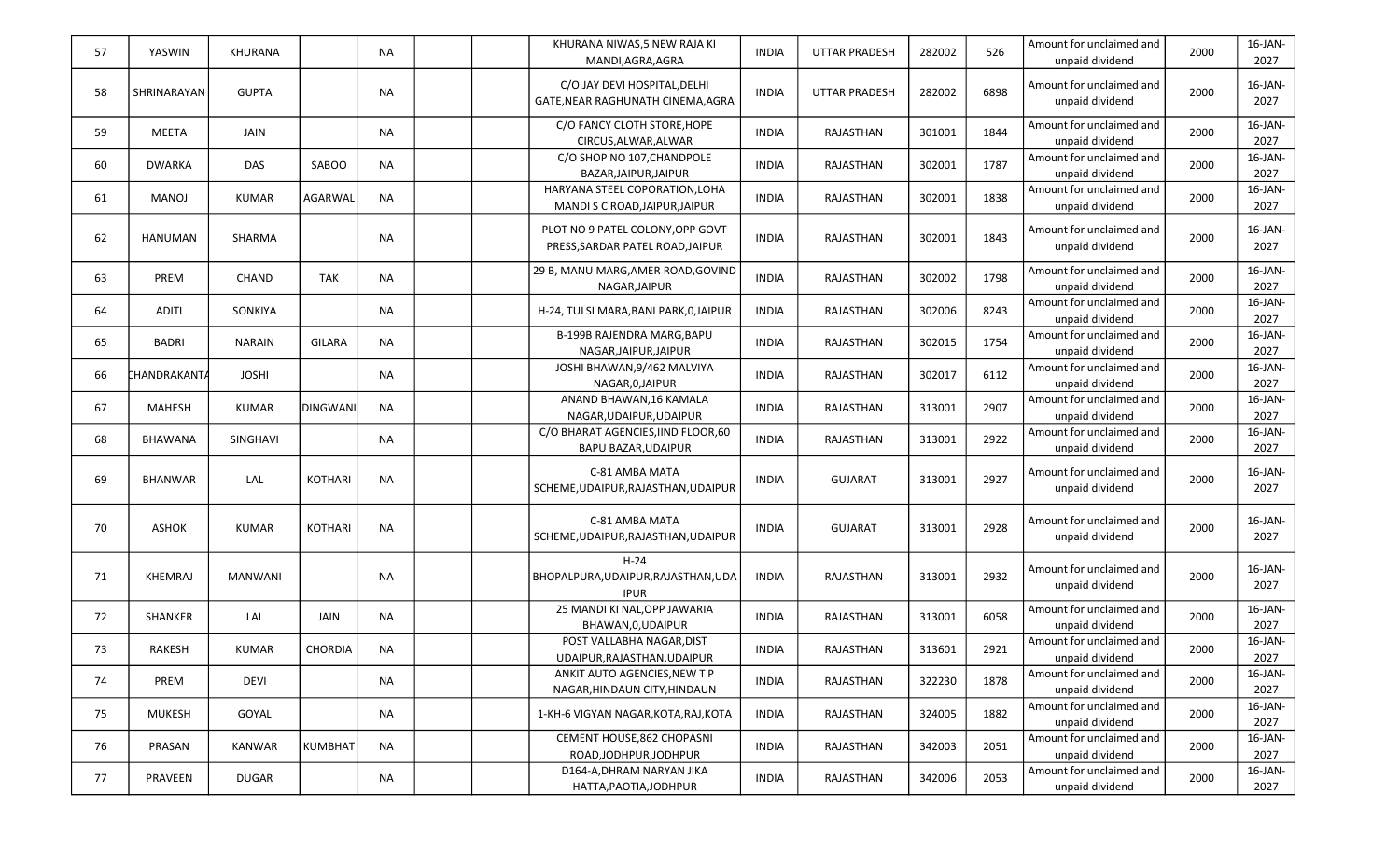| 57 | YASWIN | KHURANA | | NA | | | KHURANA NIWAS,5 NEW RAJA KI MANDI,AGRA,AGRA | INDIA | UTTAR PRADESH | 282002 | 526 | Amount for unclaimed and unpaid dividend | 2000 | 16-JAN-2027 |
|---|---|---|---|---|---|---|---|---|---|---|---|---|---|---|
| 58 | SHRINARAYAN | GUPTA | | NA | | | C/O.JAY DEVI HOSPITAL,DELHI GATE,NEAR RAGHUNATH CINEMA,AGRA | INDIA | UTTAR PRADESH | 282002 | 6898 | Amount for unclaimed and unpaid dividend | 2000 | 16-JAN-2027 |
| 59 | MEETA | JAIN | | NA | | | C/O FANCY CLOTH STORE,HOPE CIRCUS,ALWAR,ALWAR | INDIA | RAJASTHAN | 301001 | 1844 | Amount for unclaimed and unpaid dividend | 2000 | 16-JAN-2027 |
| 60 | DWARKA | DAS | SABOO | NA | | | C/O SHOP NO 107,CHANDPOLE BAZAR,JAIPUR,JAIPUR | INDIA | RAJASTHAN | 302001 | 1787 | Amount for unclaimed and unpaid dividend | 2000 | 16-JAN-2027 |
| 61 | MANOJ | KUMAR | AGARWAL | NA | | | HARYANA STEEL COPORATION,LOHA MANDI S C ROAD,JAIPUR,JAIPUR | INDIA | RAJASTHAN | 302001 | 1838 | Amount for unclaimed and unpaid dividend | 2000 | 16-JAN-2027 |
| 62 | HANUMAN | SHARMA | | NA | | | PLOT NO 9 PATEL COLONY,OPP GOVT PRESS,SARDAR PATEL ROAD,JAIPUR | INDIA | RAJASTHAN | 302001 | 1843 | Amount for unclaimed and unpaid dividend | 2000 | 16-JAN-2027 |
| 63 | PREM | CHAND | TAK | NA | | | 29 B, MANU MARG,AMER ROAD,GOVIND NAGAR,JAIPUR | INDIA | RAJASTHAN | 302002 | 1798 | Amount for unclaimed and unpaid dividend | 2000 | 16-JAN-2027 |
| 64 | ADITI | SONKIYA | | NA | | | H-24, TULSI MARA,BANI PARK,0,JAIPUR | INDIA | RAJASTHAN | 302006 | 8243 | Amount for unclaimed and unpaid dividend | 2000 | 16-JAN-2027 |
| 65 | BADRI | NARAIN | GILARA | NA | | | B-199B RAJENDRA MARG,BAPU NAGAR,JAIPUR,JAIPUR | INDIA | RAJASTHAN | 302015 | 1754 | Amount for unclaimed and unpaid dividend | 2000 | 16-JAN-2027 |
| 66 | CHANDRAKANTA | JOSHI | | NA | | | JOSHI BHAWAN,9/462 MALVIYA NAGAR,0,JAIPUR | INDIA | RAJASTHAN | 302017 | 6112 | Amount for unclaimed and unpaid dividend | 2000 | 16-JAN-2027 |
| 67 | MAHESH | KUMAR | DINGWANI | NA | | | ANAND BHAWAN,16 KAMALA NAGAR,UDAIPUR,UDAIPUR | INDIA | RAJASTHAN | 313001 | 2907 | Amount for unclaimed and unpaid dividend | 2000 | 16-JAN-2027 |
| 68 | BHAWANA | SINGHAVI | | NA | | | C/O BHARAT AGENCIES,IIND FLOOR,60 BAPU BAZAR,UDAIPUR | INDIA | RAJASTHAN | 313001 | 2922 | Amount for unclaimed and unpaid dividend | 2000 | 16-JAN-2027 |
| 69 | BHANWAR | LAL | KOTHARI | NA | | | C-81 AMBA MATA SCHEME,UDAIPUR,RAJASTHAN,UDAIPUR | INDIA | GUJARAT | 313001 | 2927 | Amount for unclaimed and unpaid dividend | 2000 | 16-JAN-2027 |
| 70 | ASHOK | KUMAR | KOTHARI | NA | | | C-81 AMBA MATA SCHEME,UDAIPUR,RAJASTHAN,UDAIPUR | INDIA | GUJARAT | 313001 | 2928 | Amount for unclaimed and unpaid dividend | 2000 | 16-JAN-2027 |
| 71 | KHEMRAJ | MANWANI | | NA | | | H-24 BHOPALPURA,UDAIPUR,RAJASTHAN,UDAIPUR | INDIA | RAJASTHAN | 313001 | 2932 | Amount for unclaimed and unpaid dividend | 2000 | 16-JAN-2027 |
| 72 | SHANKER | LAL | JAIN | NA | | | 25 MANDI KI NAL,OPP JAWARIA BHAWAN,0,UDAIPUR | INDIA | RAJASTHAN | 313001 | 6058 | Amount for unclaimed and unpaid dividend | 2000 | 16-JAN-2027 |
| 73 | RAKESH | KUMAR | CHORDIA | NA | | | POST VALLABHA NAGAR,DIST UDAIPUR,RAJASTHAN,UDAIPUR | INDIA | RAJASTHAN | 313601 | 2921 | Amount for unclaimed and unpaid dividend | 2000 | 16-JAN-2027 |
| 74 | PREM | DEVI | | NA | | | ANKIT AUTO AGENCIES,NEW T P NAGAR,HINDAUN CITY,HINDAUN | INDIA | RAJASTHAN | 322230 | 1878 | Amount for unclaimed and unpaid dividend | 2000 | 16-JAN-2027 |
| 75 | MUKESH | GOYAL | | NA | | | 1-KH-6 VIGYAN NAGAR,KOTA,RAJ,KOTA | INDIA | RAJASTHAN | 324005 | 1882 | Amount for unclaimed and unpaid dividend | 2000 | 16-JAN-2027 |
| 76 | PRASAN | KANWAR | KUMBHAT | NA | | | CEMENT HOUSE,862 CHOPASNI ROAD,JODHPUR,JODHPUR | INDIA | RAJASTHAN | 342003 | 2051 | Amount for unclaimed and unpaid dividend | 2000 | 16-JAN-2027 |
| 77 | PRAVEEN | DUGAR | | NA | | | D164-A,DHRAM NARYAN JIKA HATTA,PAOTIA,JODHPUR | INDIA | RAJASTHAN | 342006 | 2053 | Amount for unclaimed and unpaid dividend | 2000 | 16-JAN-2027 |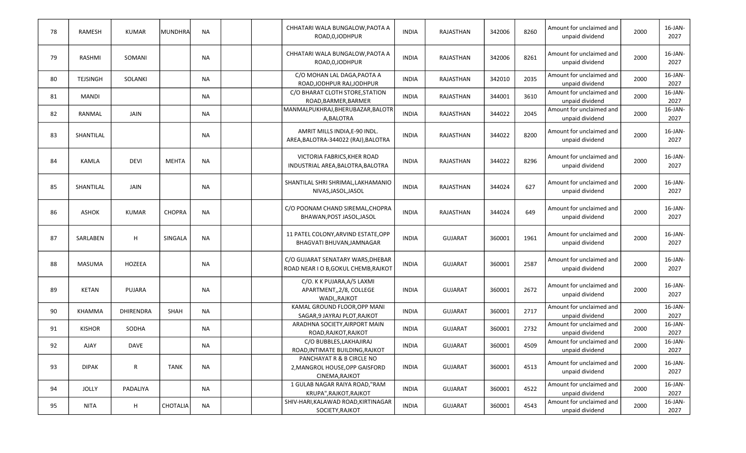| 78 | RAMESH | KUMAR | MUNDHRA | NA | | | CHHATARI WALA BUNGALOW,PAOTA A ROAD,0,JODHPUR | INDIA | RAJASTHAN | 342006 | 8260 | Amount for unclaimed and unpaid dividend | 2000 | 16-JAN-2027 |
|---|---|---|---|---|---|---|---|---|---|---|---|---|---|---|
| 79 | RASHMI | SOMANI | | NA | | | CHHATARI WALA BUNGALOW,PAOTA A ROAD,0,JODHPUR | INDIA | RAJASTHAN | 342006 | 8261 | Amount for unclaimed and unpaid dividend | 2000 | 16-JAN-2027 |
| 80 | TEJSINGH | SOLANKI | | NA | | | C/O MOHAN LAL DAGA,PAOTA A ROAD,JODHPUR RAJ,JODHPUR | INDIA | RAJASTHAN | 342010 | 2035 | Amount for unclaimed and unpaid dividend | 2000 | 16-JAN-2027 |
| 81 | MANDI | | | NA | | | C/O BHARAT CLOTH STORE,STATION ROAD,BARMER,BARMER | INDIA | RAJASTHAN | 344001 | 3610 | Amount for unclaimed and unpaid dividend | 2000 | 16-JAN-2027 |
| 82 | RANMAL | JAIN | | NA | | | MANMALPUKHRAJ,BHERUBAZAR,BALOTRA,BALOTRA | INDIA | RAJASTHAN | 344022 | 2045 | Amount for unclaimed and unpaid dividend | 2000 | 16-JAN-2027 |
| 83 | SHANTILAL | | | NA | | | AMRIT MILLS INDIA,E-90 INDL. AREA,BALOTRA-344022 (RAJ),BALOTRA | INDIA | RAJASTHAN | 344022 | 8200 | Amount for unclaimed and unpaid dividend | 2000 | 16-JAN-2027 |
| 84 | KAMLA | DEVI | MEHTA | NA | | | VICTORIA FABRICS,KHER ROAD INDUSTRIAL AREA,BALOTRA,BALOTRA | INDIA | RAJASTHAN | 344022 | 8296 | Amount for unclaimed and unpaid dividend | 2000 | 16-JAN-2027 |
| 85 | SHANTILAL | JAIN | | NA | | | SHANTILAL SHRI SHRIMAL,LAKHAMANIO NIVAS,JASOL,JASOL | INDIA | RAJASTHAN | 344024 | 627 | Amount for unclaimed and unpaid dividend | 2000 | 16-JAN-2027 |
| 86 | ASHOK | KUMAR | CHOPRA | NA | | | C/O POONAM CHAND SIREMAL,CHOPRA BHAWAN,POST JASOL,JASOL | INDIA | RAJASTHAN | 344024 | 649 | Amount for unclaimed and unpaid dividend | 2000 | 16-JAN-2027 |
| 87 | SARLABEN | H | SINGALA | NA | | | 11 PATEL COLONY,ARVIND ESTATE,OPP BHAGVATI BHUVAN,JAMNAGAR | INDIA | GUJARAT | 360001 | 1961 | Amount for unclaimed and unpaid dividend | 2000 | 16-JAN-2027 |
| 88 | MASUMA | HOZEEA | | NA | | | C/O GUJARAT SENATARY WARS,DHEBAR ROAD NEAR I O B,GOKUL CHEMB,RAJKOT | INDIA | GUJARAT | 360001 | 2587 | Amount for unclaimed and unpaid dividend | 2000 | 16-JAN-2027 |
| 89 | KETAN | PUJARA | | NA | | | C/O. K K PUJARA,A/5 LAXMI APARTMENT,,2/8, COLLEGE WADI,,RAJKOT | INDIA | GUJARAT | 360001 | 2672 | Amount for unclaimed and unpaid dividend | 2000 | 16-JAN-2027 |
| 90 | KHAMMA | DHIRENDRA | SHAH | NA | | | KAMAL GROUND FLOOR,OPP MANI SAGAR,9 JAYRAJ PLOT,RAJKOT | INDIA | GUJARAT | 360001 | 2717 | Amount for unclaimed and unpaid dividend | 2000 | 16-JAN-2027 |
| 91 | KISHOR | SODHA | | NA | | | ARADHNA SOCIETY,AIRPORT MAIN ROAD,RAJKOT,RAJKOT | INDIA | GUJARAT | 360001 | 2732 | Amount for unclaimed and unpaid dividend | 2000 | 16-JAN-2027 |
| 92 | AJAY | DAVE | | NA | | | C/O BUBBLES,LAKHAJIRAJ ROAD,INTIMATE BUILDING,RAJKOT | INDIA | GUJARAT | 360001 | 4509 | Amount for unclaimed and unpaid dividend | 2000 | 16-JAN-2027 |
| 93 | DIPAK | R | TANK | NA | | | PANCHAYAT R & B CIRCLE NO 2,MANGROL HOUSE,OPP GAISFORD CINEMA,RAJKOT | INDIA | GUJARAT | 360001 | 4513 | Amount for unclaimed and unpaid dividend | 2000 | 16-JAN-2027 |
| 94 | JOLLY | PADALIYA | | NA | | | 1 GULAB NAGAR RAIYA ROAD,"RAM KRUPA",RAJKOT,RAJKOT | INDIA | GUJARAT | 360001 | 4522 | Amount for unclaimed and unpaid dividend | 2000 | 16-JAN-2027 |
| 95 | NITA | H | CHOTALIA | NA | | | SHIV-HARI,KALAWAD ROAD,KIRTINAGAR SOCIETY,RAJKOT | INDIA | GUJARAT | 360001 | 4543 | Amount for unclaimed and unpaid dividend | 2000 | 16-JAN-2027 |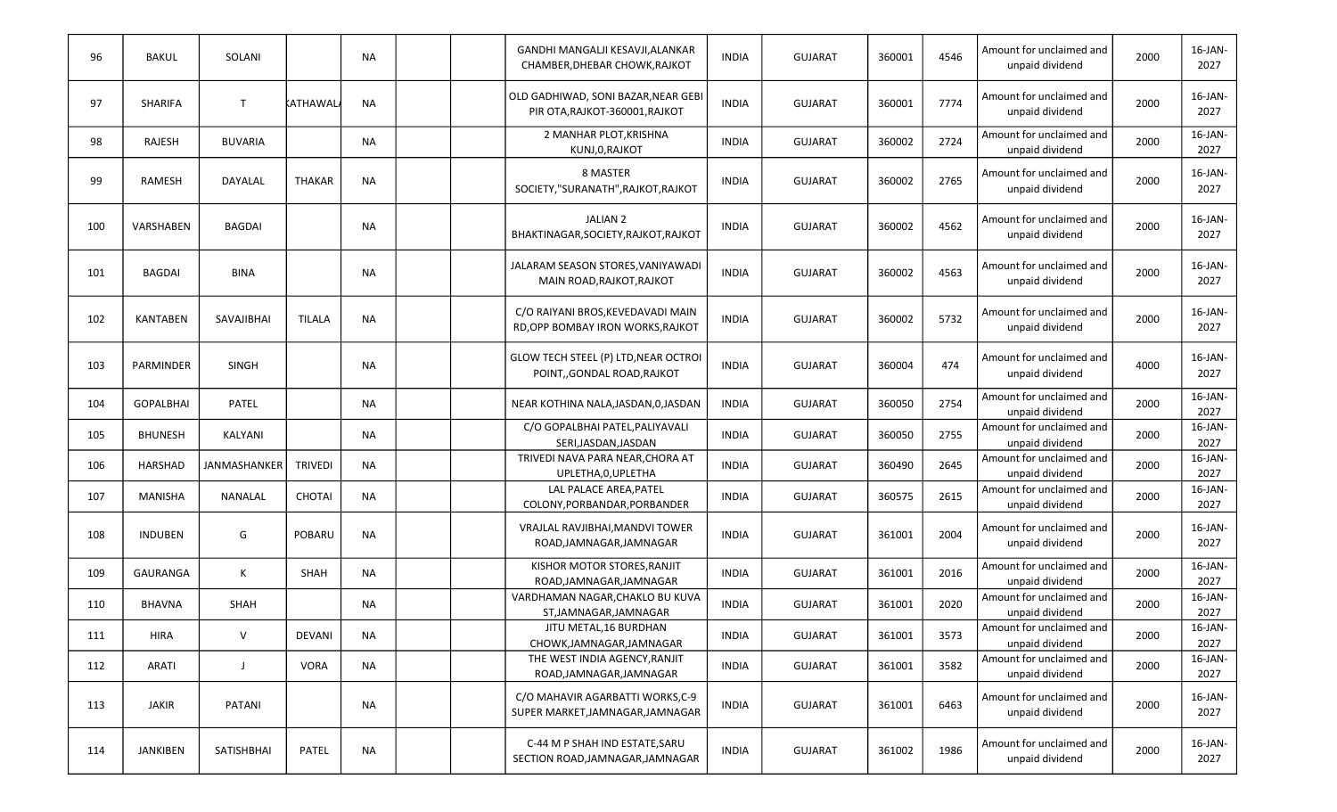| 96 | BAKUL | SOLANI | | NA | | | GANDHI MANGALJI KESAVJI,ALANKAR CHAMBER,DHEBAR CHOWK,RAJKOT | INDIA | GUJARAT | 360001 | 4546 | Amount for unclaimed and unpaid dividend | 2000 | 16-JAN-2027 |
|---|---|---|---|---|---|---|---|---|---|---|---|---|---|---|
| 97 | SHARIFA | T | KATHAWALA | NA | | | OLD GADHIWAD, SONI BAZAR,NEAR GEBI PIR OTA,RAJKOT-360001,RAJKOT | INDIA | GUJARAT | 360001 | 7774 | Amount for unclaimed and unpaid dividend | 2000 | 16-JAN-2027 |
| 98 | RAJESH | BUVARIA | | NA | | | 2 MANHAR PLOT,KRISHNA KUNJ,0,RAJKOT | INDIA | GUJARAT | 360002 | 2724 | Amount for unclaimed and unpaid dividend | 2000 | 16-JAN-2027 |
| 99 | RAMESH | DAYALAL | THAKAR | NA | | | 8 MASTER SOCIETY,"SURANATH",RAJKOT,RAJKOT | INDIA | GUJARAT | 360002 | 2765 | Amount for unclaimed and unpaid dividend | 2000 | 16-JAN-2027 |
| 100 | VARSHABEN | BAGDAI | | NA | | | JALIAN 2 BHAKTINAGAR,SOCIETY,RAJKOT,RAJKOT | INDIA | GUJARAT | 360002 | 4562 | Amount for unclaimed and unpaid dividend | 2000 | 16-JAN-2027 |
| 101 | BAGDAI | BINA | | NA | | | JALARAM SEASON STORES,VANIYAWADI MAIN ROAD,RAJKOT,RAJKOT | INDIA | GUJARAT | 360002 | 4563 | Amount for unclaimed and unpaid dividend | 2000 | 16-JAN-2027 |
| 102 | KANTABEN | SAVAJIBHAI | TILALA | NA | | | C/O RAIYANI BROS,KEVEDAVADI MAIN RD,OPP BOMBAY IRON WORKS,RAJKOT | INDIA | GUJARAT | 360002 | 5732 | Amount for unclaimed and unpaid dividend | 2000 | 16-JAN-2027 |
| 103 | PARMINDER | SINGH | | NA | | | GLOW TECH STEEL (P) LTD,NEAR OCTROI POINT,,GONDAL ROAD,RAJKOT | INDIA | GUJARAT | 360004 | 474 | Amount for unclaimed and unpaid dividend | 4000 | 16-JAN-2027 |
| 104 | GOPALBHAI | PATEL | | NA | | | NEAR KOTHINA NALA,JASDAN,0,JASDAN | INDIA | GUJARAT | 360050 | 2754 | Amount for unclaimed and unpaid dividend | 2000 | 16-JAN-2027 |
| 105 | BHUNESH | KALYANI | | NA | | | C/O GOPALBHAI PATEL,PALIYAVALI SERI,JASDAN,JASDAN | INDIA | GUJARAT | 360050 | 2755 | Amount for unclaimed and unpaid dividend | 2000 | 16-JAN-2027 |
| 106 | HARSHAD | JANMASHANKER | TRIVEDI | NA | | | TRIVEDI NAVA PARA NEAR,CHORA AT UPLETHA,0,UPLETHA | INDIA | GUJARAT | 360490 | 2645 | Amount for unclaimed and unpaid dividend | 2000 | 16-JAN-2027 |
| 107 | MANISHA | NANALAL | CHOTAI | NA | | | LAL PALACE AREA,PATEL COLONY,PORBANDAR,PORBANDER | INDIA | GUJARAT | 360575 | 2615 | Amount for unclaimed and unpaid dividend | 2000 | 16-JAN-2027 |
| 108 | INDUBEN | G | POBARU | NA | | | VRAJLAL RAVJIBHAI,MANDVI TOWER ROAD,JAMNAGAR,JAMNAGAR | INDIA | GUJARAT | 361001 | 2004 | Amount for unclaimed and unpaid dividend | 2000 | 16-JAN-2027 |
| 109 | GAURANGA | K | SHAH | NA | | | KISHOR MOTOR STORES,RANJIT ROAD,JAMNAGAR,JAMNAGAR | INDIA | GUJARAT | 361001 | 2016 | Amount for unclaimed and unpaid dividend | 2000 | 16-JAN-2027 |
| 110 | BHAVNA | SHAH | | NA | | | VARDHAMAN NAGAR,CHAKLO BU KUVA ST,JAMNAGAR,JAMNAGAR | INDIA | GUJARAT | 361001 | 2020 | Amount for unclaimed and unpaid dividend | 2000 | 16-JAN-2027 |
| 111 | HIRA | V | DEVANI | NA | | | JITU METAL,16 BURDHAN CHOWK,JAMNAGAR,JAMNAGAR | INDIA | GUJARAT | 361001 | 3573 | Amount for unclaimed and unpaid dividend | 2000 | 16-JAN-2027 |
| 112 | ARATI | J | VORA | NA | | | THE WEST INDIA AGENCY,RANJIT ROAD,JAMNAGAR,JAMNAGAR | INDIA | GUJARAT | 361001 | 3582 | Amount for unclaimed and unpaid dividend | 2000 | 16-JAN-2027 |
| 113 | JAKIR | PATANI | | NA | | | C/O MAHAVIR AGARBATTI WORKS,C-9 SUPER MARKET,JAMNAGAR,JAMNAGAR | INDIA | GUJARAT | 361001 | 6463 | Amount for unclaimed and unpaid dividend | 2000 | 16-JAN-2027 |
| 114 | JANKIBEN | SATISHBHAI | PATEL | NA | | | C-44 M P SHAH IND ESTATE,SARU SECTION ROAD,JAMNAGAR,JAMNAGAR | INDIA | GUJARAT | 361002 | 1986 | Amount for unclaimed and unpaid dividend | 2000 | 16-JAN-2027 |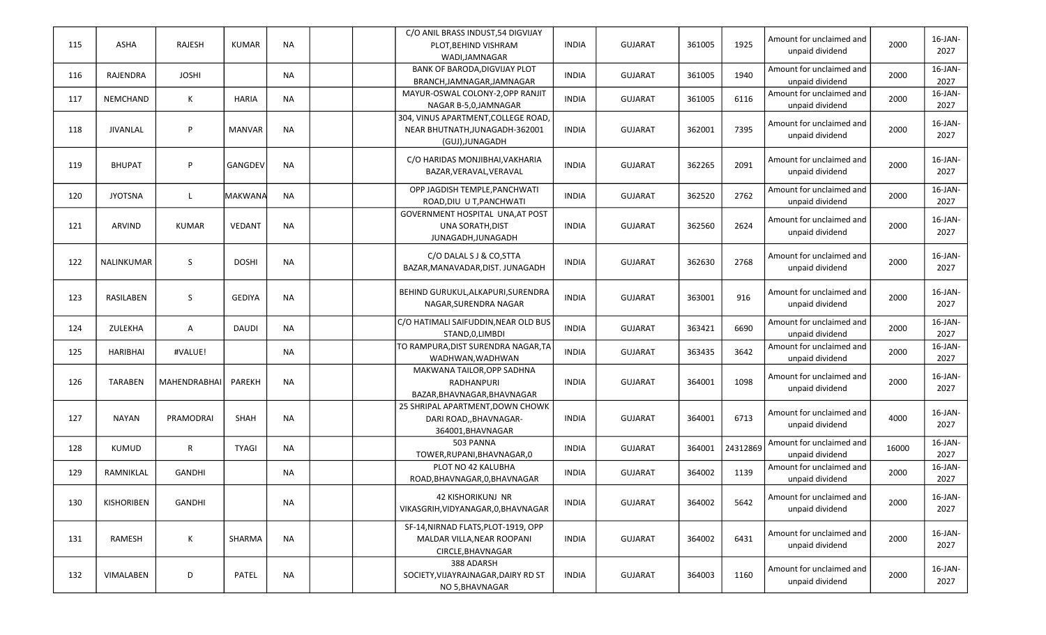| 115 | ASHA | RAJESH | KUMAR | NA | | | C/O ANIL BRASS INDUST,54 DIGVIJAY PLOT,BEHIND VISHRAM WADI,JAMNAGAR | INDIA | GUJARAT | 361005 | 1925 | Amount for unclaimed and unpaid dividend | 2000 | 16-JAN-2027 |
|---|---|---|---|---|---|---|---|---|---|---|---|---|---|---|
| 116 | RAJENDRA | JOSHI | | NA | | | BANK OF BARODA,DIGVIJAY PLOT BRANCH,JAMNAGAR,JAMNAGAR | INDIA | GUJARAT | 361005 | 1940 | Amount for unclaimed and unpaid dividend | 2000 | 16-JAN-2027 |
| 117 | NEMCHAND | K | HARIA | NA | | | MAYUR-OSWAL COLONY-2,OPP RANJIT NAGAR B-5,0,JAMNAGAR | INDIA | GUJARAT | 361005 | 6116 | Amount for unclaimed and unpaid dividend | 2000 | 16-JAN-2027 |
| 118 | JIVANLAL | P | MANVAR | NA | | | 304, VINUS APARTMENT,COLLEGE ROAD, NEAR BHUTNATH,JUNAGADH-362001 (GUJ),JUNAGADH | INDIA | GUJARAT | 362001 | 7395 | Amount for unclaimed and unpaid dividend | 2000 | 16-JAN-2027 |
| 119 | BHUPAT | P | GANGDEV | NA | | | C/O HARIDAS MONJIBHAI,VAKHARIA BAZAR,VERAVAL,VERAVAL | INDIA | GUJARAT | 362265 | 2091 | Amount for unclaimed and unpaid dividend | 2000 | 16-JAN-2027 |
| 120 | JYOTSNA | L | MAKWANA | NA | | | OPP JAGDISH TEMPLE,PANCHWATI ROAD,DIU U T,PANCHWATI | INDIA | GUJARAT | 362520 | 2762 | Amount for unclaimed and unpaid dividend | 2000 | 16-JAN-2027 |
| 121 | ARVIND | KUMAR | VEDANT | NA | | | GOVERNMENT HOSPITAL UNA,AT POST UNA SORATH,DIST JUNAGADH,JUNAGADH | INDIA | GUJARAT | 362560 | 2624 | Amount for unclaimed and unpaid dividend | 2000 | 16-JAN-2027 |
| 122 | NALINKUMAR | S | DOSHI | NA | | | C/O DALAL S J & CO,STTA BAZAR,MANAVADAR,DIST. JUNAGADH | INDIA | GUJARAT | 362630 | 2768 | Amount for unclaimed and unpaid dividend | 2000 | 16-JAN-2027 |
| 123 | RASILABEN | S | GEDIYA | NA | | | BEHIND GURUKUL,ALKAPURI,SURENDRA NAGAR,SURENDRA NAGAR | INDIA | GUJARAT | 363001 | 916 | Amount for unclaimed and unpaid dividend | 2000 | 16-JAN-2027 |
| 124 | ZULEKHA | A | DAUDI | NA | | | C/O HATIMALI SAIFUDDIN,NEAR OLD BUS STAND,0,LIMBDI | INDIA | GUJARAT | 363421 | 6690 | Amount for unclaimed and unpaid dividend | 2000 | 16-JAN-2027 |
| 125 | HARIBHAI | #VALUE! | | NA | | | TO RAMPURA,DIST SURENDRA NAGAR,TA WADHWAN,WADHWAN | INDIA | GUJARAT | 363435 | 3642 | Amount for unclaimed and unpaid dividend | 2000 | 16-JAN-2027 |
| 126 | TARABEN | MAHENDRABHAI | PAREKH | NA | | | MAKWANA TAILOR,OPP SADHNA RADHANPURI BAZAR,BHAVNAGAR,BHAVNAGAR | INDIA | GUJARAT | 364001 | 1098 | Amount for unclaimed and unpaid dividend | 2000 | 16-JAN-2027 |
| 127 | NAYAN | PRAMODRAI | SHAH | NA | | | 25 SHRIPAL APARTMENT,DOWN CHOWK DARI ROAD,,BHAVNAGAR-364001,BHAVNAGAR | INDIA | GUJARAT | 364001 | 6713 | Amount for unclaimed and unpaid dividend | 4000 | 16-JAN-2027 |
| 128 | KUMUD | R | TYAGI | NA | | | 503 PANNA TOWER,RUPANI,BHAVNAGAR,0 | INDIA | GUJARAT | 364001 | 24312869 | Amount for unclaimed and unpaid dividend | 16000 | 16-JAN-2027 |
| 129 | RAMNIKLAL | GANDHI | | NA | | | PLOT NO 42 KALUBHA ROAD,BHAVNAGAR,0,BHAVNAGAR | INDIA | GUJARAT | 364002 | 1139 | Amount for unclaimed and unpaid dividend | 2000 | 16-JAN-2027 |
| 130 | KISHORIBEN | GANDHI | | NA | | | 42 KISHORIKUNJ NR VIKASGRIH,VIDYANAGAR,0,BHAVNAGAR | INDIA | GUJARAT | 364002 | 5642 | Amount for unclaimed and unpaid dividend | 2000 | 16-JAN-2027 |
| 131 | RAMESH | K | SHARMA | NA | | | SF-14,NIRNAD FLATS,PLOT-1919, OPP MALDAR VILLA,NEAR ROOPANI CIRCLE,BHAVNAGAR | INDIA | GUJARAT | 364002 | 6431 | Amount for unclaimed and unpaid dividend | 2000 | 16-JAN-2027 |
| 132 | VIMALABEN | D | PATEL | NA | | | 388 ADARSH SOCIETY,VIJAYRAJNAGAR,DAIRY RD ST NO 5,BHAVNAGAR | INDIA | GUJARAT | 364003 | 1160 | Amount for unclaimed and unpaid dividend | 2000 | 16-JAN-2027 |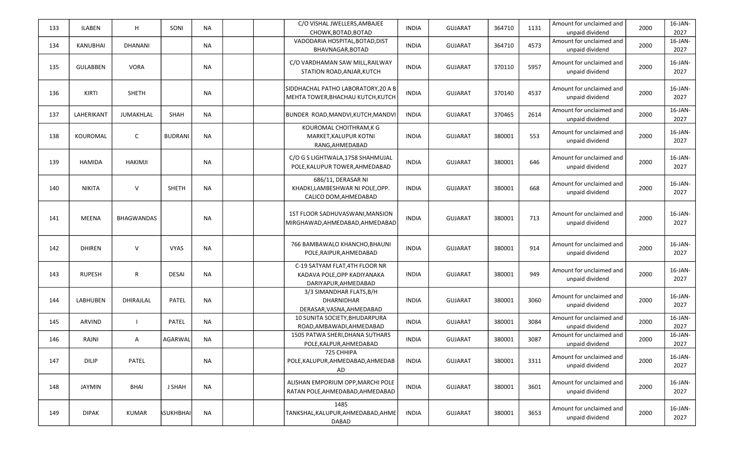| 133 | ILABEN | H | SONI | NA | | | C/O VISHAL JWELLERS,AMBAJEE CHOWK,BOTAD,BOTAD | INDIA | GUJARAT | 364710 | 1131 | Amount for unclaimed and unpaid dividend | 2000 | 16-JAN-2027 |
|---|---|---|---|---|---|---|---|---|---|---|---|---|---|---|
| 134 | KANUBHAI | DHANANI | | NA | | | VADODARIA HOSPITAL,BOTAD,DIST BHAVNAGAR,BOTAD | INDIA | GUJARAT | 364710 | 4573 | Amount for unclaimed and unpaid dividend | 2000 | 16-JAN-2027 |
| 135 | GULABBEN | VORA | | NA | | | C/O VARDHAMAN SAW MILL,RAILWAY STATION ROAD,ANJAR,KUTCH | INDIA | GUJARAT | 370110 | 5957 | Amount for unclaimed and unpaid dividend | 2000 | 16-JAN-2027 |
| 136 | KIRTI | SHETH | | NA | | | SIDDHACHAL PATHO LABORATORY,20 A B MEHTA TOWER,BHACHAU KUTCH,KUTCH | INDIA | GUJARAT | 370140 | 4537 | Amount for unclaimed and unpaid dividend | 2000 | 16-JAN-2027 |
| 137 | LAHERIKANT | JUMAKHLAL | SHAH | NA | | | BUNDER ROAD,MANDVI,KUTCH,MANDVI | INDIA | GUJARAT | 370465 | 2614 | Amount for unclaimed and unpaid dividend | 2000 | 16-JAN-2027 |
| 138 | KOUROMAL | C | BUDRANI | NA | | | KOUROMAL CHOITHRAM,K G MARKET,KALUPUR KOTNI RANG,AHMEDABAD | INDIA | GUJARAT | 380001 | 553 | Amount for unclaimed and unpaid dividend | 2000 | 16-JAN-2027 |
| 139 | HAMIDA | HAKIMJI | | NA | | | C/O G S LIGHTWALA,1758 SHAHMUJAL POLE,KALUPUR TOWER,AHMEDABAD | INDIA | GUJARAT | 380001 | 646 | Amount for unclaimed and unpaid dividend | 2000 | 16-JAN-2027 |
| 140 | NIKITA | V | SHETH | NA | | | 686/11, DERASAR NI KHADKI,LAMBESHWAR NI POLE,OPP. CALICO DOM,AHMEDABAD | INDIA | GUJARAT | 380001 | 668 | Amount for unclaimed and unpaid dividend | 2000 | 16-JAN-2027 |
| 141 | MEENA | BHAGWANDAS | | NA | | | 1ST FLOOR SADHUVASWANI,MANSION MIRGHAWAD,AHMEDABAD,AHMEDABAD | INDIA | GUJARAT | 380001 | 713 | Amount for unclaimed and unpaid dividend | 2000 | 16-JAN-2027 |
| 142 | DHIREN | V | VYAS | NA | | | 766 BAMBAWALO KHANCHO,BHAUNI POLE,RAIPUR,AHMEDABAD | INDIA | GUJARAT | 380001 | 914 | Amount for unclaimed and unpaid dividend | 2000 | 16-JAN-2027 |
| 143 | RUPESH | R | DESAI | NA | | | C-19 SATYAM FLAT,4TH FLOOR NR KADAVA POLE,OPP KADIYANAKA DARIYAPUR,AHMEDABAD | INDIA | GUJARAT | 380001 | 949 | Amount for unclaimed and unpaid dividend | 2000 | 16-JAN-2027 |
| 144 | LABHUBEN | DHIRAJLAL | PATEL | NA | | | 3/3 SIMANDHAR FLATS,B/H DHARNIDHAR DERASAR,VASNA,AHMEDABAD | INDIA | GUJARAT | 380001 | 3060 | Amount for unclaimed and unpaid dividend | 2000 | 16-JAN-2027 |
| 145 | ARVIND | I | PATEL | NA | | | 10 SUNITA SOCIETY,BHUDARPURA ROAD,AMBAWADI,AHMEDABAD | INDIA | GUJARAT | 380001 | 3084 | Amount for unclaimed and unpaid dividend | 2000 | 16-JAN-2027 |
| 146 | RAJNI | A | AGARWAL | NA | | | 1505 PATWA SHERI,DHANA SUTHARS POLE,KALPUR,AHMEDABAD | INDIA | GUJARAT | 380001 | 3087 | Amount for unclaimed and unpaid dividend | 2000 | 16-JAN-2027 |
| 147 | DILIP | PATEL | | NA | | | 725 CHHIPA POLE,KALUPUR,AHMEDABAD,AHMEDABAD | INDIA | GUJARAT | 380001 | 3311 | Amount for unclaimed and unpaid dividend | 2000 | 16-JAN-2027 |
| 148 | JAYMIN | BHAI | J SHAH | NA | | | ALISHAN EMPORIUM OPP,MARCHI POLE RATAN POLE,AHMEDABAD,AHMEDABAD | INDIA | GUJARAT | 380001 | 3601 | Amount for unclaimed and unpaid dividend | 2000 | 16-JAN-2027 |
| 149 | DIPAK | KUMAR | ASUKHBHAI | NA | | | 1485 TANKSHAL,KALUPUR,AHMEDABAD,AHMEDABAD | INDIA | GUJARAT | 380001 | 3653 | Amount for unclaimed and unpaid dividend | 2000 | 16-JAN-2027 |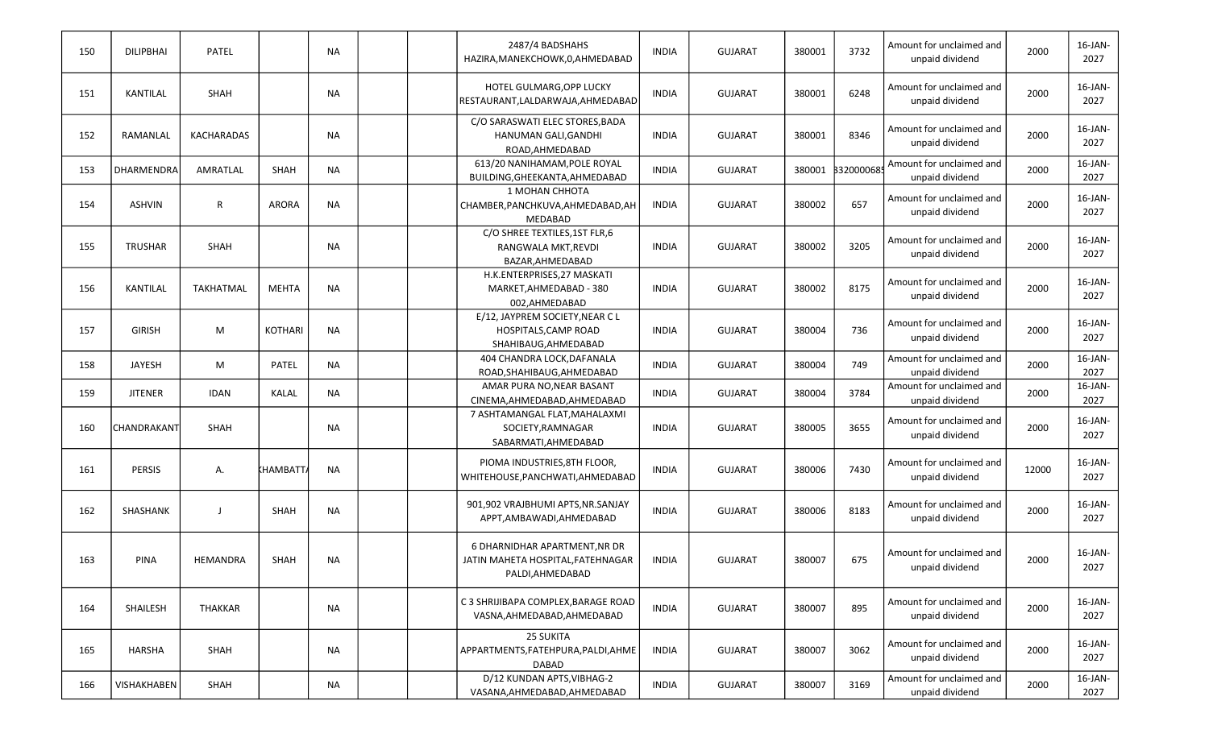| 150 | DILIPBHAI | PATEL | | NA | | | 2487/4 BADSHAHS HAZIRA,MANEKCHOWK,0,AHMEDABAD | INDIA | GUJARAT | 380001 | 3732 | Amount for unclaimed and unpaid dividend | 2000 | 16-JAN-2027 |
|---|---|---|---|---|---|---|---|---|---|---|---|---|---|---|
| 151 | KANTILAL | SHAH | | NA | | | HOTEL GULMARG,OPP LUCKY RESTAURANT,LALDARWAJA,AHMEDABAD | INDIA | GUJARAT | 380001 | 6248 | Amount for unclaimed and unpaid dividend | 2000 | 16-JAN-2027 |
| 152 | RAMANLAL | KACHARADAS | | NA | | | C/O SARASWATI ELEC STORES,BADA HANUMAN GALI,GANDHI ROAD,AHMEDABAD | INDIA | GUJARAT | 380001 | 8346 | Amount for unclaimed and unpaid dividend | 2000 | 16-JAN-2027 |
| 153 | DHARMENDRA | AMRATLAL | SHAH | NA | | | 613/20 NANIHAMAM,POLE ROYAL BUILDING,GHEEKANTA,AHMEDABAD | INDIA | GUJARAT | 380001 | 332000068 | Amount for unclaimed and unpaid dividend | 2000 | 16-JAN-2027 |
| 154 | ASHVIN | R | ARORA | NA | | | 1 MOHAN CHHOTA CHAMBER,PANCHKUVA,AHMEDABAD,AHMEDABAD | INDIA | GUJARAT | 380002 | 657 | Amount for unclaimed and unpaid dividend | 2000 | 16-JAN-2027 |
| 155 | TRUSHAR | SHAH | | NA | | | C/O SHREE TEXTILES,1ST FLR,6 RANGWALA MKT,REVDI BAZAR,AHMEDABAD | INDIA | GUJARAT | 380002 | 3205 | Amount for unclaimed and unpaid dividend | 2000 | 16-JAN-2027 |
| 156 | KANTILAL | TAKHATMAL | MEHTA | NA | | | H.K.ENTERPRISES,27 MASKATI MARKET,AHMEDABAD - 380 002,AHMEDABAD | INDIA | GUJARAT | 380002 | 8175 | Amount for unclaimed and unpaid dividend | 2000 | 16-JAN-2027 |
| 157 | GIRISH | M | KOTHARI | NA | | | E/12, JAYPREM SOCIETY,NEAR C L HOSPITALS,CAMP ROAD SHAHIBAUG,AHMEDABAD | INDIA | GUJARAT | 380004 | 736 | Amount for unclaimed and unpaid dividend | 2000 | 16-JAN-2027 |
| 158 | JAYESH | M | PATEL | NA | | | 404 CHANDRA LOCK,DAFANALA ROAD,SHAHIBAUG,AHMEDABAD | INDIA | GUJARAT | 380004 | 749 | Amount for unclaimed and unpaid dividend | 2000 | 16-JAN-2027 |
| 159 | JITENER | IDAN | KALAL | NA | | | AMAR PURA NO,NEAR BASANT CINEMA,AHMEDABAD,AHMEDABAD | INDIA | GUJARAT | 380004 | 3784 | Amount for unclaimed and unpaid dividend | 2000 | 16-JAN-2027 |
| 160 | CHANDRAKANT | SHAH | | NA | | | 7 ASHTAMANGAL FLAT,MAHALAXMI SOCIETY,RAMNAGAR SABARMATI,AHMEDABAD | INDIA | GUJARAT | 380005 | 3655 | Amount for unclaimed and unpaid dividend | 2000 | 16-JAN-2027 |
| 161 | PERSIS | A. | KHAMBATTA | NA | | | PIOMA INDUSTRIES,8TH FLOOR, WHITEHOUSE,PANCHWATI,AHMEDABAD | INDIA | GUJARAT | 380006 | 7430 | Amount for unclaimed and unpaid dividend | 12000 | 16-JAN-2027 |
| 162 | SHASHANK | J | SHAH | NA | | | 901,902 VRAJBHUMI APTS,NR.SANJAY APPT,AMBAWADI,AHMEDABAD | INDIA | GUJARAT | 380006 | 8183 | Amount for unclaimed and unpaid dividend | 2000 | 16-JAN-2027 |
| 163 | PINA | HEMANDRA | SHAH | NA | | | 6 DHARNIDHAR APARTMENT,NR DR JATIN MAHETA HOSPITAL,FATEHNAGAR PALDI,AHMEDABAD | INDIA | GUJARAT | 380007 | 675 | Amount for unclaimed and unpaid dividend | 2000 | 16-JAN-2027 |
| 164 | SHAILESH | THAKKAR | | NA | | | C 3 SHRIJIBAPA COMPLEX,BARAGE ROAD VASNA,AHMEDABAD,AHMEDABAD | INDIA | GUJARAT | 380007 | 895 | Amount for unclaimed and unpaid dividend | 2000 | 16-JAN-2027 |
| 165 | HARSHA | SHAH | | NA | | | 25 SUKITA APPARTMENTS,FATEHPURA,PALDI,AHMEDABAD | INDIA | GUJARAT | 380007 | 3062 | Amount for unclaimed and unpaid dividend | 2000 | 16-JAN-2027 |
| 166 | VISHAKHABEN | SHAH | | NA | | | D/12 KUNDAN APTS,VIBHAG-2 VASANA,AHMEDABAD,AHMEDABAD | INDIA | GUJARAT | 380007 | 3169 | Amount for unclaimed and unpaid dividend | 2000 | 16-JAN-2027 |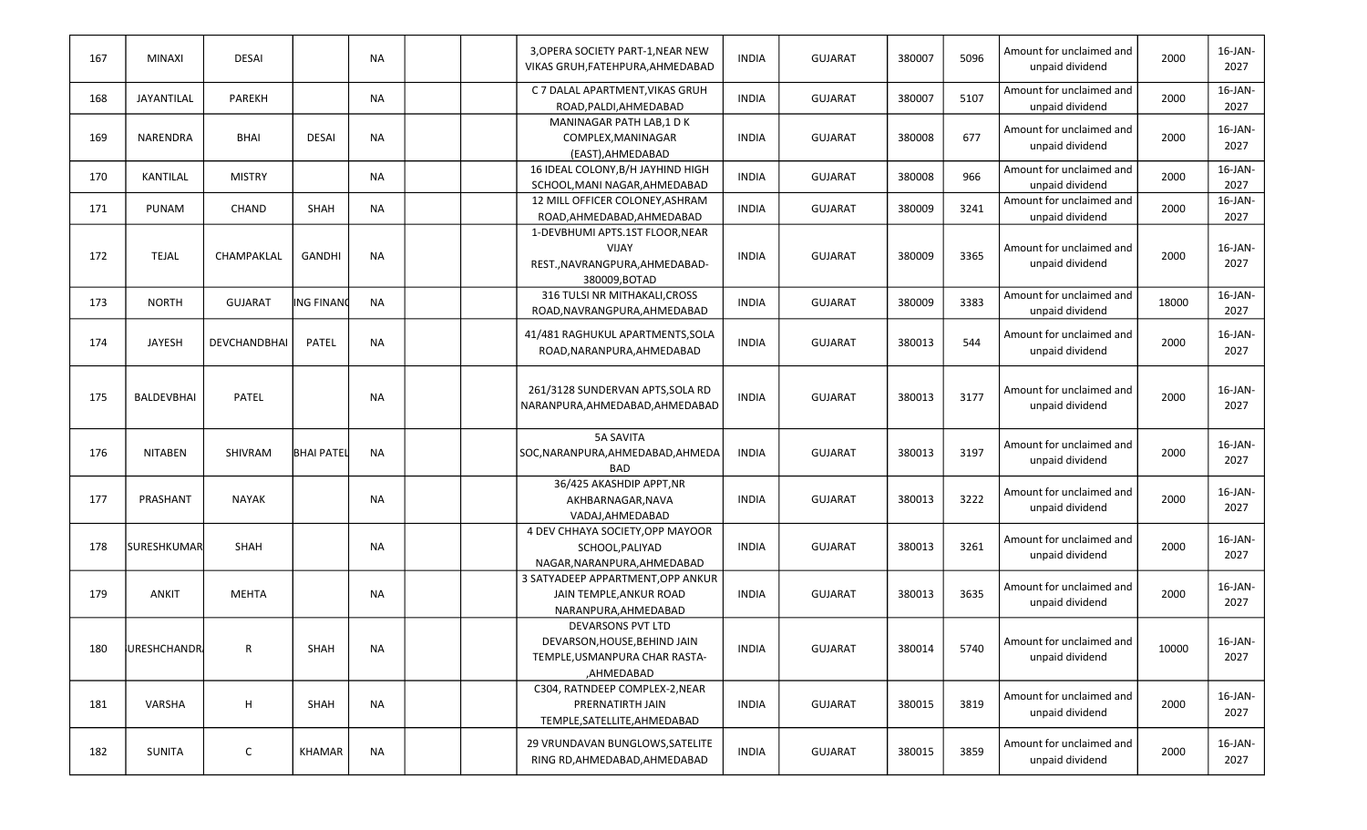| 167 | MINAXI | DESAI | | NA | | | 3,OPERA SOCIETY PART-1,NEAR NEW VIKAS GRUH,FATEHPURA,AHMEDABAD | INDIA | GUJARAT | 380007 | 5096 | Amount for unclaimed and unpaid dividend | 2000 | 16-JAN-2027 |
|---|---|---|---|---|---|---|---|---|---|---|---|---|---|---|
| 168 | JAYANTILAL | PAREKH | | NA | | | C 7 DALAL APARTMENT,VIKAS GRUH ROAD,PALDI,AHMEDABAD | INDIA | GUJARAT | 380007 | 5107 | Amount for unclaimed and unpaid dividend | 2000 | 16-JAN-2027 |
| 169 | NARENDRA | BHAI | DESAI | NA | | | MANINAGAR PATH LAB,1 D K COMPLEX,MANINAGAR (EAST),AHMEDABAD | INDIA | GUJARAT | 380008 | 677 | Amount for unclaimed and unpaid dividend | 2000 | 16-JAN-2027 |
| 170 | KANTILAL | MISTRY | | NA | | | 16 IDEAL COLONY,B/H JAYHIND HIGH SCHOOL,MANI NAGAR,AHMEDABAD | INDIA | GUJARAT | 380008 | 966 | Amount for unclaimed and unpaid dividend | 2000 | 16-JAN-2027 |
| 171 | PUNAM | CHAND | SHAH | NA | | | 12 MILL OFFICER COLONEY,ASHRAM ROAD,AHMEDABAD,AHMEDABAD | INDIA | GUJARAT | 380009 | 3241 | Amount for unclaimed and unpaid dividend | 2000 | 16-JAN-2027 |
| 172 | TEJAL | CHAMPAKLAL | GANDHI | NA | | | 1-DEVBHUMI APTS.1ST FLOOR,NEAR VIJAY REST.,NAVRANGPURA,AHMEDABAD-380009,BOTAD | INDIA | GUJARAT | 380009 | 3365 | Amount for unclaimed and unpaid dividend | 2000 | 16-JAN-2027 |
| 173 | NORTH | GUJARAT | ING FINANC | NA | | | 316 TULSI NR MITHAKALI,CROSS ROAD,NAVRANGPURA,AHMEDABAD | INDIA | GUJARAT | 380009 | 3383 | Amount for unclaimed and unpaid dividend | 18000 | 16-JAN-2027 |
| 174 | JAYESH | DEVCHANDBHAI | PATEL | NA | | | 41/481 RAGHUKUL APARTMENTS,SOLA ROAD,NARANPURA,AHMEDABAD | INDIA | GUJARAT | 380013 | 544 | Amount for unclaimed and unpaid dividend | 2000 | 16-JAN-2027 |
| 175 | BALDEVBHAI | PATEL | | NA | | | 261/3128 SUNDERVAN APTS,SOLA RD NARANPURA,AHMEDABAD,AHMEDABAD | INDIA | GUJARAT | 380013 | 3177 | Amount for unclaimed and unpaid dividend | 2000 | 16-JAN-2027 |
| 176 | NITABEN | SHIVRAM | BHAI PATEL | NA | | | 5A SAVITA SOC,NARANPURA,AHMEDABAD,AHMEDABAD | INDIA | GUJARAT | 380013 | 3197 | Amount for unclaimed and unpaid dividend | 2000 | 16-JAN-2027 |
| 177 | PRASHANT | NAYAK | | NA | | | 36/425 AKASHDIP APPT,NR AKHBARNAGAR,NAVA VADAJ,AHMEDABAD | INDIA | GUJARAT | 380013 | 3222 | Amount for unclaimed and unpaid dividend | 2000 | 16-JAN-2027 |
| 178 | SURESHKUMAR | SHAH | | NA | | | 4 DEV CHHAYA SOCIETY,OPP MAYOOR SCHOOL,PALIYAD NAGAR,NARANPURA,AHMEDABAD | INDIA | GUJARAT | 380013 | 3261 | Amount for unclaimed and unpaid dividend | 2000 | 16-JAN-2027 |
| 179 | ANKIT | MEHTA | | NA | | | 3 SATYADEEP APPARTMENT,OPP ANKUR JAIN TEMPLE,ANKUR ROAD NARANPURA,AHMEDABAD | INDIA | GUJARAT | 380013 | 3635 | Amount for unclaimed and unpaid dividend | 2000 | 16-JAN-2027 |
| 180 | URESHCHANDR | R | SHAH | NA | | | DEVARSONS PVT LTD DEVARSON,HOUSE,BEHIND JAIN TEMPLE,USMANPURA CHAR RASTA-,AHMEDABAD | INDIA | GUJARAT | 380014 | 5740 | Amount for unclaimed and unpaid dividend | 10000 | 16-JAN-2027 |
| 181 | VARSHA | H | SHAH | NA | | | C304, RATNDEEP COMPLEX-2,NEAR PRERNATIRTH JAIN TEMPLE,SATELLITE,AHMEDABAD | INDIA | GUJARAT | 380015 | 3819 | Amount for unclaimed and unpaid dividend | 2000 | 16-JAN-2027 |
| 182 | SUNITA | C | KHAMAR | NA | | | 29 VRUNDAVAN BUNGLOWS,SATELITE RING RD,AHMEDABAD,AHMEDABAD | INDIA | GUJARAT | 380015 | 3859 | Amount for unclaimed and unpaid dividend | 2000 | 16-JAN-2027 |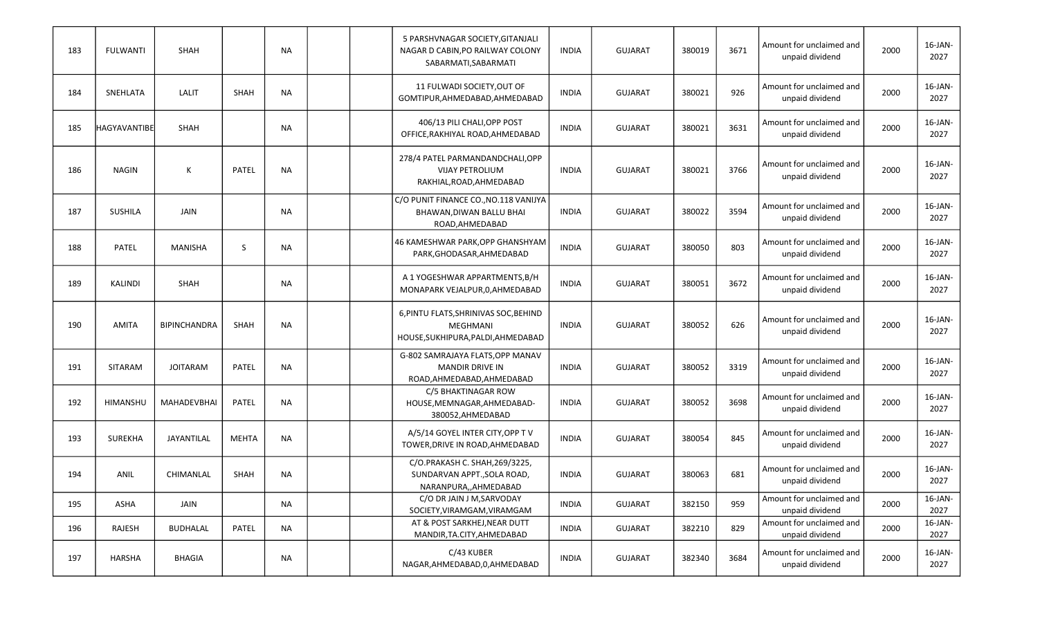| | | | | | | | | | | | | | | |
|---|---|---|---|---|---|---|---|---|---|---|---|---|---|---|
| 183 | FULWANTI | SHAH | | NA | | | 5 PARSHVNAGAR SOCIETY,GITANJALI NAGAR D CABIN,PO RAILWAY COLONY SABARMATI,SABARMATI | INDIA | GUJARAT | 380019 | 3671 | Amount for unclaimed and unpaid dividend | 2000 | 16-JAN-2027 |
| 184 | SNEHLATA | LALIT | SHAH | NA | | | 11 FULWADI SOCIETY,OUT OF GOMTIPUR,AHMEDABAD,AHMEDABAD | INDIA | GUJARAT | 380021 | 926 | Amount for unclaimed and unpaid dividend | 2000 | 16-JAN-2027 |
| 185 | HAGYAVANTIBE | SHAH | | NA | | | 406/13 PILI CHALI,OPP POST OFFICE,RAKHIYAL ROAD,AHMEDABAD | INDIA | GUJARAT | 380021 | 3631 | Amount for unclaimed and unpaid dividend | 2000 | 16-JAN-2027 |
| 186 | NAGIN | K | PATEL | NA | | | 278/4 PATEL PARMANDANDCHALI,OPP VIJAY PETROLIUM RAKHIAL,ROAD,AHMEDABAD | INDIA | GUJARAT | 380021 | 3766 | Amount for unclaimed and unpaid dividend | 2000 | 16-JAN-2027 |
| 187 | SUSHILA | JAIN | | NA | | | C/O PUNIT FINANCE CO.,NO.118 VANIJYA BHAWAN,DIWAN BALLU BHAI ROAD,AHMEDABAD | INDIA | GUJARAT | 380022 | 3594 | Amount for unclaimed and unpaid dividend | 2000 | 16-JAN-2027 |
| 188 | PATEL | MANISHA | S | NA | | | 46 KAMESHWAR PARK,OPP GHANSHYAM PARK,GHODASAR,AHMEDABAD | INDIA | GUJARAT | 380050 | 803 | Amount for unclaimed and unpaid dividend | 2000 | 16-JAN-2027 |
| 189 | KALINDI | SHAH | | NA | | | A 1 YOGESHWAR APPARTMENTS,B/H MONAPARK VEJALPUR,0,AHMEDABAD | INDIA | GUJARAT | 380051 | 3672 | Amount for unclaimed and unpaid dividend | 2000 | 16-JAN-2027 |
| 190 | AMITA | BIPINCHANDRA | SHAH | NA | | | 6,PINTU FLATS,SHRINIVAS SOC,BEHIND MEGHMANI HOUSE,SUKHIPURA,PALDI,AHMEDABAD | INDIA | GUJARAT | 380052 | 626 | Amount for unclaimed and unpaid dividend | 2000 | 16-JAN-2027 |
| 191 | SITARAM | JOITARAM | PATEL | NA | | | G-802 SAMRAJAYA FLATS,OPP MANAV MANDIR DRIVE IN ROAD,AHMEDABAD,AHMEDABAD | INDIA | GUJARAT | 380052 | 3319 | Amount for unclaimed and unpaid dividend | 2000 | 16-JAN-2027 |
| 192 | HIMANSHU | MAHADEVBHAI | PATEL | NA | | | C/5 BHAKTINAGAR ROW HOUSE,MEMNAGAR,AHMEDABAD-380052,AHMEDABAD | INDIA | GUJARAT | 380052 | 3698 | Amount for unclaimed and unpaid dividend | 2000 | 16-JAN-2027 |
| 193 | SUREKHA | JAYANTILAL | MEHTA | NA | | | A/5/14 GOYEL INTER CITY,OPP T V TOWER,DRIVE IN ROAD,AHMEDABAD | INDIA | GUJARAT | 380054 | 845 | Amount for unclaimed and unpaid dividend | 2000 | 16-JAN-2027 |
| 194 | ANIL | CHIMANLAL | SHAH | NA | | | C/O.PRAKASH C. SHAH,269/3225, SUNDARVAN APPT.,SOLA ROAD, NARANPURA,,AHMEDABAD | INDIA | GUJARAT | 380063 | 681 | Amount for unclaimed and unpaid dividend | 2000 | 16-JAN-2027 |
| 195 | ASHA | JAIN | | NA | | | C/O DR JAIN J M,SARVODAY SOCIETY,VIRAMGAM,VIRAMGAM | INDIA | GUJARAT | 382150 | 959 | Amount for unclaimed and unpaid dividend | 2000 | 16-JAN-2027 |
| 196 | RAJESH | BUDHALAL | PATEL | NA | | | AT & POST SARKHEJ,NEAR DUTT MANDIR,TA.CITY,AHMEDABAD | INDIA | GUJARAT | 382210 | 829 | Amount for unclaimed and unpaid dividend | 2000 | 16-JAN-2027 |
| 197 | HARSHA | BHAGIA | | NA | | | C/43 KUBER NAGAR,AHMEDABAD,0,AHMEDABAD | INDIA | GUJARAT | 382340 | 3684 | Amount for unclaimed and unpaid dividend | 2000 | 16-JAN-2027 |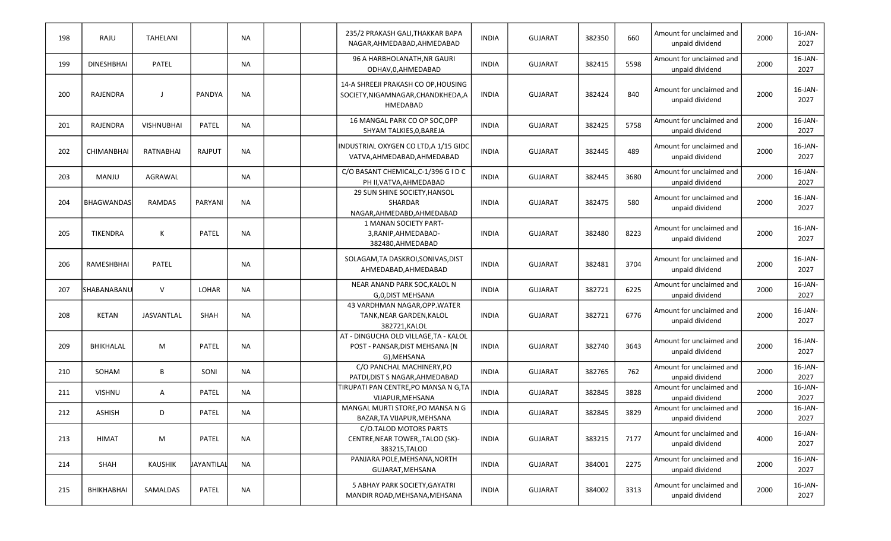| 198 | RAJU | TAHELANI | | NA | | | 235/2 PRAKASH GALI,THAKKAR BAPA NAGAR,AHMEDABAD,AHMEDABAD | INDIA | GUJARAT | 382350 | 660 | Amount for unclaimed and unpaid dividend | 2000 | 16-JAN-2027 |
|---|---|---|---|---|---|---|---|---|---|---|---|---|---|---|
| 199 | DINESHBHAI | PATEL | | NA | | | 96 A HARBHOLANATH,NR GAURI ODHAV,0,AHMEDABAD | INDIA | GUJARAT | 382415 | 5598 | Amount for unclaimed and unpaid dividend | 2000 | 16-JAN-2027 |
| 200 | RAJENDRA | J | PANDYA | NA | | | 14-A SHREEJI PRAKASH CO OP,HOUSING SOCIETY,NIGAMNAGAR,CHANDKHEDA,AHMEDABAD | INDIA | GUJARAT | 382424 | 840 | Amount for unclaimed and unpaid dividend | 2000 | 16-JAN-2027 |
| 201 | RAJENDRA | VISHNUBHAI | PATEL | NA | | | 16 MANGAL PARK CO OP SOC,OPP SHYAM TALKIES,0,BAREJA | INDIA | GUJARAT | 382425 | 5758 | Amount for unclaimed and unpaid dividend | 2000 | 16-JAN-2027 |
| 202 | CHIMANBHAI | RATNABHAI | RAJPUT | NA | | | INDUSTRIAL OXYGEN CO LTD,A 1/15 GIDC VATVA,AHMEDABAD,AHMEDABAD | INDIA | GUJARAT | 382445 | 489 | Amount for unclaimed and unpaid dividend | 2000 | 16-JAN-2027 |
| 203 | MANJU | AGRAWAL | | NA | | | C/O BASANT CHEMICAL,C-1/396 G I D C PH II,VATVA,AHMEDABAD | INDIA | GUJARAT | 382445 | 3680 | Amount for unclaimed and unpaid dividend | 2000 | 16-JAN-2027 |
| 204 | BHAGWANDAS | RAMDAS | PARYANI | NA | | | 29 SUN SHINE SOCIETY,HANSOL SHARDAR NAGAR,AHMEDABD,AHMEDABAD | INDIA | GUJARAT | 382475 | 580 | Amount for unclaimed and unpaid dividend | 2000 | 16-JAN-2027 |
| 205 | TIKENDRA | K | PATEL | NA | | | 1 MANAN SOCIETY PART-3,RANIP,AHMEDABAD-382480,AHMEDABAD | INDIA | GUJARAT | 382480 | 8223 | Amount for unclaimed and unpaid dividend | 2000 | 16-JAN-2027 |
| 206 | RAMESHBHAI | PATEL | | NA | | | SOLAGAM,TA DASKROI,SONIVAS,DIST AHMEDABAD,AHMEDABAD | INDIA | GUJARAT | 382481 | 3704 | Amount for unclaimed and unpaid dividend | 2000 | 16-JAN-2027 |
| 207 | SHABANABANU | V | LOHAR | NA | | | NEAR ANAND PARK SOC,KALOL N G,0,DIST MEHSANA | INDIA | GUJARAT | 382721 | 6225 | Amount for unclaimed and unpaid dividend | 2000 | 16-JAN-2027 |
| 208 | KETAN | JASVANTLAL | SHAH | NA | | | 43 VARDHMAN NAGAR,OPP.WATER TANK,NEAR GARDEN,KALOL 382721,KALOL | INDIA | GUJARAT | 382721 | 6776 | Amount for unclaimed and unpaid dividend | 2000 | 16-JAN-2027 |
| 209 | BHIKHALAL | M | PATEL | NA | | | AT - DINGUCHA OLD VILLAGE,TA - KALOL POST - PANSAR,DIST MEHSANA (N G),MEHSANA | INDIA | GUJARAT | 382740 | 3643 | Amount for unclaimed and unpaid dividend | 2000 | 16-JAN-2027 |
| 210 | SOHAM | B | SONI | NA | | | C/O PANCHAL MACHINERY,PO PATDI,DIST S NAGAR,AHMEDABAD | INDIA | GUJARAT | 382765 | 762 | Amount for unclaimed and unpaid dividend | 2000 | 16-JAN-2027 |
| 211 | VISHNU | A | PATEL | NA | | | TIRUPATI PAN CENTRE,PO MANSA N G,TA VIJAPUR,MEHSANA | INDIA | GUJARAT | 382845 | 3828 | Amount for unclaimed and unpaid dividend | 2000 | 16-JAN-2027 |
| 212 | ASHISH | D | PATEL | NA | | | MANGAL MURTI STORE,PO MANSA N G BAZAR,TA VIJAPUR,MEHSANA | INDIA | GUJARAT | 382845 | 3829 | Amount for unclaimed and unpaid dividend | 2000 | 16-JAN-2027 |
| 213 | HIMAT | M | PATEL | NA | | | C/O.TALOD MOTORS PARTS CENTRE,NEAR TOWER,,TALOD (SK)-383215,TALOD | INDIA | GUJARAT | 383215 | 7177 | Amount for unclaimed and unpaid dividend | 4000 | 16-JAN-2027 |
| 214 | SHAH | KAUSHIK | JAYANTILAL | NA | | | PANJARA POLE,MEHSANA,NORTH GUJARAT,MEHSANA | INDIA | GUJARAT | 384001 | 2275 | Amount for unclaimed and unpaid dividend | 2000 | 16-JAN-2027 |
| 215 | BHIKHABHAI | SAMALDAS | PATEL | NA | | | 5 ABHAY PARK SOCIETY,GAYATRI MANDIR ROAD,MEHSANA,MEHSANA | INDIA | GUJARAT | 384002 | 3313 | Amount for unclaimed and unpaid dividend | 2000 | 16-JAN-2027 |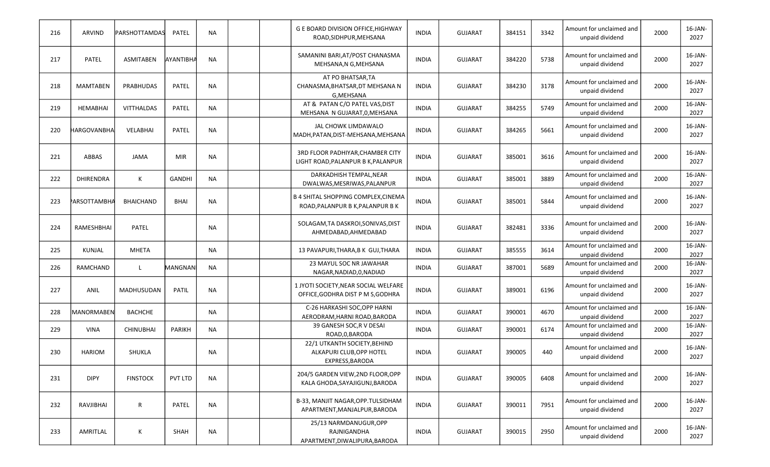| 216 | ARVIND | PARSHOTTAMDAS | PATEL | NA | | | G E BOARD DIVISION OFFICE,HIGHWAY ROAD,SIDHPUR,MEHSANA | INDIA | GUJARAT | 384151 | 3342 | Amount for unclaimed and unpaid dividend | 2000 | 16-JAN-2027 |
|---|---|---|---|---|---|---|---|---|---|---|---|---|---|---|
| 217 | PATEL | ASMITABEN | AYANTIBHA | NA | | | SAMANINI BARI,AT/POST CHANASMA MEHSANA,N G,MEHSANA | INDIA | GUJARAT | 384220 | 5738 | Amount for unclaimed and unpaid dividend | 2000 | 16-JAN-2027 |
| 218 | MAMTABEN | PRABHUDAS | PATEL | NA | | | AT PO BHATSAR,TA CHANASMA,BHATSAR,DT MEHSANA N G,MEHSANA | INDIA | GUJARAT | 384230 | 3178 | Amount for unclaimed and unpaid dividend | 2000 | 16-JAN-2027 |
| 219 | HEMABHAI | VITTHALDAS | PATEL | NA | | | AT & PATAN C/O PATEL VAS,DIST MEHSANA N GUJARAT,0,MEHSANA | INDIA | GUJARAT | 384255 | 5749 | Amount for unclaimed and unpaid dividend | 2000 | 16-JAN-2027 |
| 220 | HARGOVANBHA | VELABHAI | PATEL | NA | | | JAL CHOWK LIMDAWALO MADH,PATAN,DIST-MEHSANA,MEHSANA | INDIA | GUJARAT | 384265 | 5661 | Amount for unclaimed and unpaid dividend | 2000 | 16-JAN-2027 |
| 221 | ABBAS | JAMA | MIR | NA | | | 3RD FLOOR PADHIYAR,CHAMBER CITY LIGHT ROAD,PALANPUR B K,PALANPUR | INDIA | GUJARAT | 385001 | 3616 | Amount for unclaimed and unpaid dividend | 2000 | 16-JAN-2027 |
| 222 | DHIRENDRA | K | GANDHI | NA | | | DARKADHISH TEMPAL,NEAR DWALWAS,MESRIWAS,PALANPUR | INDIA | GUJARAT | 385001 | 3889 | Amount for unclaimed and unpaid dividend | 2000 | 16-JAN-2027 |
| 223 | PARSOTTAMBHA | BHAICHAND | BHAI | NA | | | B 4 SHITAL SHOPPING COMPLEX,CINEMA ROAD,PALANPUR B K,PALANPUR B K | INDIA | GUJARAT | 385001 | 5844 | Amount for unclaimed and unpaid dividend | 2000 | 16-JAN-2027 |
| 224 | RAMESHBHAI | PATEL | | NA | | | SOLAGAM,TA DASKROI,SONIVAS,DIST AHMEDABAD,AHMEDABAD | INDIA | GUJARAT | 382481 | 3336 | Amount for unclaimed and unpaid dividend | 2000 | 16-JAN-2027 |
| 225 | KUNJAL | MHETA | | NA | | | 13 PAVAPURI,THARA,B K GUJ,THARA | INDIA | GUJARAT | 385555 | 3614 | Amount for unclaimed and unpaid dividend | 2000 | 16-JAN-2027 |
| 226 | RAMCHAND | L | MANGNANI | NA | | | 23 MAYUL SOC NR JAWAHAR NAGAR,NADIAD,0,NADIAD | INDIA | GUJARAT | 387001 | 5689 | Amount for unclaimed and unpaid dividend | 2000 | 16-JAN-2027 |
| 227 | ANIL | MADHUSUDAN | PATIL | NA | | | 1 JYOTI SOCIETY,NEAR SOCIAL WELFARE OFFICE,GODHRA DIST P M S,GODHRA | INDIA | GUJARAT | 389001 | 6196 | Amount for unclaimed and unpaid dividend | 2000 | 16-JAN-2027 |
| 228 | MANORMABEN | BACHCHE | | NA | | | C-26 HARKASHI SOC,OPP HARNI AERODRAM,HARNI ROAD,BARODA | INDIA | GUJARAT | 390001 | 4670 | Amount for unclaimed and unpaid dividend | 2000 | 16-JAN-2027 |
| 229 | VINA | CHINUBHAI | PARIKH | NA | | | 39 GANESH SOC,R V DESAI ROAD,0,BARODA | INDIA | GUJARAT | 390001 | 6174 | Amount for unclaimed and unpaid dividend | 2000 | 16-JAN-2027 |
| 230 | HARIOM | SHUKLA | | NA | | | 22/1 UTKANTH SOCIETY,BEHIND ALKAPURI CLUB,OPP HOTEL EXPRESS,BARODA | INDIA | GUJARAT | 390005 | 440 | Amount for unclaimed and unpaid dividend | 2000 | 16-JAN-2027 |
| 231 | DIPY | FINSTOCK | PVT LTD | NA | | | 204/5 GARDEN VIEW,2ND FLOOR,OPP KALA GHODA,SAYAJIGUNJ,BARODA | INDIA | GUJARAT | 390005 | 6408 | Amount for unclaimed and unpaid dividend | 2000 | 16-JAN-2027 |
| 232 | RAVJIBHAI | R | PATEL | NA | | | B-33, MANJIT NAGAR,OPP.TULSIDHAM APARTMENT,MANJALPUR,BARODA | INDIA | GUJARAT | 390011 | 7951 | Amount for unclaimed and unpaid dividend | 2000 | 16-JAN-2027 |
| 233 | AMRITLAL | K | SHAH | NA | | | 25/13 NARMDANUGUR,OPP RAJNIGANDHA APARTMENT,DIWALIPURA,BARODA | INDIA | GUJARAT | 390015 | 2950 | Amount for unclaimed and unpaid dividend | 2000 | 16-JAN-2027 |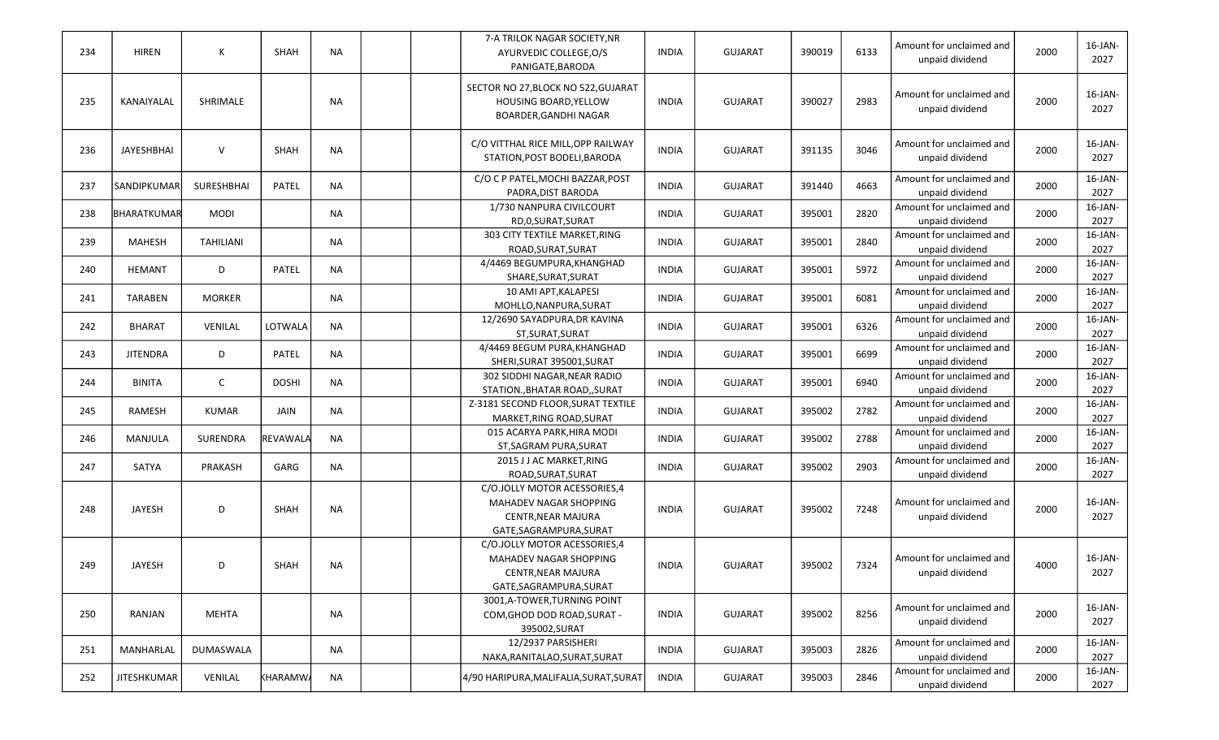| 234 | HIREN | K | SHAH | NA | | | 7-A TRILOK NAGAR SOCIETY,NR AYURVEDIC COLLEGE,O/S PANIGATE,BARODA | INDIA | GUJARAT | 390019 | 6133 | Amount for unclaimed and unpaid dividend | 2000 | 16-JAN-2027 |
|---|---|---|---|---|---|---|---|---|---|---|---|---|---|---|
| 235 | KANAIYALAL | SHRIMALE | | NA | | | SECTOR NO 27,BLOCK NO 522,GUJARAT HOUSING BOARD,YELLOW BOARDER,GANDHI NAGAR | INDIA | GUJARAT | 390027 | 2983 | Amount for unclaimed and unpaid dividend | 2000 | 16-JAN-2027 |
| 236 | JAYESHBHAI | V | SHAH | NA | | | C/O VITTHAL RICE MILL,OPP RAILWAY STATION,POST BODELI,BARODA | INDIA | GUJARAT | 391135 | 3046 | Amount for unclaimed and unpaid dividend | 2000 | 16-JAN-2027 |
| 237 | SANDIPKUMAR | SURESHBHAI | PATEL | NA | | | C/O C P PATEL,MOCHI BAZZAR,POST PADRA,DIST BARODA | INDIA | GUJARAT | 391440 | 4663 | Amount for unclaimed and unpaid dividend | 2000 | 16-JAN-2027 |
| 238 | BHARATKUMAR | MODI | | NA | | | 1/730 NANPURA CIVILCOURT RD,0,SURAT,SURAT | INDIA | GUJARAT | 395001 | 2820 | Amount for unclaimed and unpaid dividend | 2000 | 16-JAN-2027 |
| 239 | MAHESH | TAHILIANI | | NA | | | 303 CITY TEXTILE MARKET,RING ROAD,SURAT,SURAT | INDIA | GUJARAT | 395001 | 2840 | Amount for unclaimed and unpaid dividend | 2000 | 16-JAN-2027 |
| 240 | HEMANT | D | PATEL | NA | | | 4/4469 BEGUMPURA,KHANGHAD SHARE,SURAT,SURAT | INDIA | GUJARAT | 395001 | 5972 | Amount for unclaimed and unpaid dividend | 2000 | 16-JAN-2027 |
| 241 | TARABEN | MORKER | | NA | | | 10 AMI APT,KALAPESI MOHLLO,NANPURA,SURAT | INDIA | GUJARAT | 395001 | 6081 | Amount for unclaimed and unpaid dividend | 2000 | 16-JAN-2027 |
| 242 | BHARAT | VENILAL | LOTWALA | NA | | | 12/2690 SAYADPURA,DR KAVINA ST,SURAT,SURAT | INDIA | GUJARAT | 395001 | 6326 | Amount for unclaimed and unpaid dividend | 2000 | 16-JAN-2027 |
| 243 | JITENDRA | D | PATEL | NA | | | 4/4469 BEGUM PURA,KHANGHAD SHERI,SURAT 395001,SURAT | INDIA | GUJARAT | 395001 | 6699 | Amount for unclaimed and unpaid dividend | 2000 | 16-JAN-2027 |
| 244 | BINITA | C | DOSHI | NA | | | 302 SIDDHI NAGAR,NEAR RADIO STATION.,BHATAR ROAD,,SURAT | INDIA | GUJARAT | 395001 | 6940 | Amount for unclaimed and unpaid dividend | 2000 | 16-JAN-2027 |
| 245 | RAMESH | KUMAR | JAIN | NA | | | Z-3181 SECOND FLOOR,SURAT TEXTILE MARKET,RING ROAD,SURAT | INDIA | GUJARAT | 395002 | 2782 | Amount for unclaimed and unpaid dividend | 2000 | 16-JAN-2027 |
| 246 | MANJULA | SURENDRA | REVAWALA | NA | | | 015 ACARYA PARK,HIRA MODI ST,SAGRAM PURA,SURAT | INDIA | GUJARAT | 395002 | 2788 | Amount for unclaimed and unpaid dividend | 2000 | 16-JAN-2027 |
| 247 | SATYA | PRAKASH | GARG | NA | | | 2015 J J AC MARKET,RING ROAD,SURAT,SURAT | INDIA | GUJARAT | 395002 | 2903 | Amount for unclaimed and unpaid dividend | 2000 | 16-JAN-2027 |
| 248 | JAYESH | D | SHAH | NA | | | C/O.JOLLY MOTOR ACESSORIES,4 MAHADEV NAGAR SHOPPING CENTR,NEAR MAJURA GATE,SAGRAMPURA,SURAT | INDIA | GUJARAT | 395002 | 7248 | Amount for unclaimed and unpaid dividend | 2000 | 16-JAN-2027 |
| 249 | JAYESH | D | SHAH | NA | | | C/O.JOLLY MOTOR ACESSORIES,4 MAHADEV NAGAR SHOPPING CENTR,NEAR MAJURA GATE,SAGRAMPURA,SURAT | INDIA | GUJARAT | 395002 | 7324 | Amount for unclaimed and unpaid dividend | 4000 | 16-JAN-2027 |
| 250 | RANJAN | MEHTA | | NA | | | 3001,A-TOWER,TURNING POINT COM,GHOD DOD ROAD,SURAT - 395002,SURAT | INDIA | GUJARAT | 395002 | 8256 | Amount for unclaimed and unpaid dividend | 2000 | 16-JAN-2027 |
| 251 | MANHARLAL | DUMASWALA | | NA | | | 12/2937 PARSISHERI NAKA,RANITALAO,SURAT,SURAT | INDIA | GUJARAT | 395003 | 2826 | Amount for unclaimed and unpaid dividend | 2000 | 16-JAN-2027 |
| 252 | JITESHKUMAR | VENILAL | KHARAMWA | NA | | | 4/90 HARIPURA,MALIFALIA,SURAT,SURAT | INDIA | GUJARAT | 395003 | 2846 | Amount for unclaimed and unpaid dividend | 2000 | 16-JAN-2027 |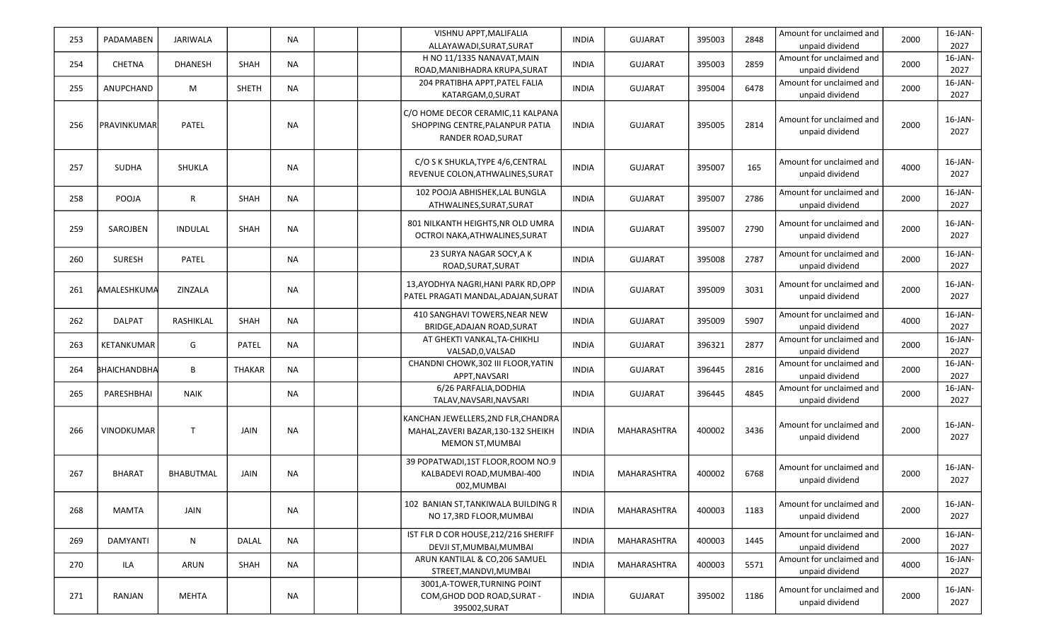| 253 | PADAMABEN | JARIWALA | | NA | | | VISHNU APPT,MALIFALIA ALLAYAWADI,SURAT,SURAT | INDIA | GUJARAT | 395003 | 2848 | Amount for unclaimed and unpaid dividend | 2000 | 16-JAN-2027 |
|---|---|---|---|---|---|---|---|---|---|---|---|---|---|---|
| 254 | CHETNA | DHANESH | SHAH | NA | | | H NO 11/1335 NANAVAT,MAIN ROAD,MANIBHADRA KRUPA,SURAT | INDIA | GUJARAT | 395003 | 2859 | Amount for unclaimed and unpaid dividend | 2000 | 16-JAN-2027 |
| 255 | ANUPCHAND | M | SHETH | NA | | | 204 PRATIBHA APPT,PATEL FALIA KATARGAM,0,SURAT | INDIA | GUJARAT | 395004 | 6478 | Amount for unclaimed and unpaid dividend | 2000 | 16-JAN-2027 |
| 256 | PRAVINKUMAR | PATEL | | NA | | | C/O HOME DECOR CERAMIC,11 KALPANA SHOPPING CENTRE,PALANPUR PATIA RANDER ROAD,SURAT | INDIA | GUJARAT | 395005 | 2814 | Amount for unclaimed and unpaid dividend | 2000 | 16-JAN-2027 |
| 257 | SUDHA | SHUKLA | | NA | | | C/O S K SHUKLA,TYPE 4/6,CENTRAL REVENUE COLON,ATHWALINES,SURAT | INDIA | GUJARAT | 395007 | 165 | Amount for unclaimed and unpaid dividend | 4000 | 16-JAN-2027 |
| 258 | POOJA | R | SHAH | NA | | | 102 POOJA ABHISHEK,LAL BUNGLA ATHWALINES,SURAT,SURAT | INDIA | GUJARAT | 395007 | 2786 | Amount for unclaimed and unpaid dividend | 2000 | 16-JAN-2027 |
| 259 | SAROJBEN | INDULAL | SHAH | NA | | | 801 NILKANTH HEIGHTS,NR OLD UMRA OCTROI NAKA,ATHWALINES,SURAT | INDIA | GUJARAT | 395007 | 2790 | Amount for unclaimed and unpaid dividend | 2000 | 16-JAN-2027 |
| 260 | SURESH | PATEL | | NA | | | 23 SURYA NAGAR SOCY,A K ROAD,SURAT,SURAT | INDIA | GUJARAT | 395008 | 2787 | Amount for unclaimed and unpaid dividend | 2000 | 16-JAN-2027 |
| 261 | AMALESHKUMA | ZINZALA | | NA | | | 13,AYODHYA NAGRI,HANI PARK RD,OPP PATEL PRAGATI MANDAL,ADAJAN,SURAT | INDIA | GUJARAT | 395009 | 3031 | Amount for unclaimed and unpaid dividend | 2000 | 16-JAN-2027 |
| 262 | DALPAT | RASHIKLAL | SHAH | NA | | | 410 SANGHAVI TOWERS,NEAR NEW BRIDGE,ADAJAN ROAD,SURAT | INDIA | GUJARAT | 395009 | 5907 | Amount for unclaimed and unpaid dividend | 4000 | 16-JAN-2027 |
| 263 | KETANKUMAR | G | PATEL | NA | | | AT GHEKTI VANKAL,TA-CHIKHLI VALSAD,0,VALSAD | INDIA | GUJARAT | 396321 | 2877 | Amount for unclaimed and unpaid dividend | 2000 | 16-JAN-2027 |
| 264 | BHAICHANDBHA | B | THAKAR | NA | | | CHANDNI CHOWK,302 III FLOOR,YATIN APPT,NAVSARI | INDIA | GUJARAT | 396445 | 2816 | Amount for unclaimed and unpaid dividend | 2000 | 16-JAN-2027 |
| 265 | PARESHBHAI | NAIK | | NA | | | 6/26 PARFALIA,DODHIA TALAV,NAVSARI,NAVSARI | INDIA | GUJARAT | 396445 | 4845 | Amount for unclaimed and unpaid dividend | 2000 | 16-JAN-2027 |
| 266 | VINODKUMAR | T | JAIN | NA | | | KANCHAN JEWELLERS,2ND FLR,CHANDRA MAHAL,ZAVERI BAZAR,130-132 SHEIKH MEMON ST,MUMBAI | INDIA | MAHARASHTRA | 400002 | 3436 | Amount for unclaimed and unpaid dividend | 2000 | 16-JAN-2027 |
| 267 | BHARAT | BHABUTMAL | JAIN | NA | | | 39 POPATWADI,1ST FLOOR,ROOM NO.9 KALBADEVI ROAD,MUMBAI-400 002,MUMBAI | INDIA | MAHARASHTRA | 400002 | 6768 | Amount for unclaimed and unpaid dividend | 2000 | 16-JAN-2027 |
| 268 | MAMTA | JAIN | | NA | | | 102 BANIAN ST,TANKIWALA BUILDING R NO 17,3RD FLOOR,MUMBAI | INDIA | MAHARASHTRA | 400003 | 1183 | Amount for unclaimed and unpaid dividend | 2000 | 16-JAN-2027 |
| 269 | DAMYANTI | N | DALAL | NA | | | IST FLR D COR HOUSE,212/216 SHERIFF DEVJI ST,MUMBAI,MUMBAI | INDIA | MAHARASHTRA | 400003 | 1445 | Amount for unclaimed and unpaid dividend | 2000 | 16-JAN-2027 |
| 270 | ILA | ARUN | SHAH | NA | | | ARUN KANTILAL & CO,206 SAMUEL STREET,MANDVI,MUMBAI | INDIA | MAHARASHTRA | 400003 | 5571 | Amount for unclaimed and unpaid dividend | 4000 | 16-JAN-2027 |
| 271 | RANJAN | MEHTA | | NA | | | 3001,A-TOWER,TURNING POINT COM,GHOD DOD ROAD,SURAT - 395002,SURAT | INDIA | GUJARAT | 395002 | 1186 | Amount for unclaimed and unpaid dividend | 2000 | 16-JAN-2027 |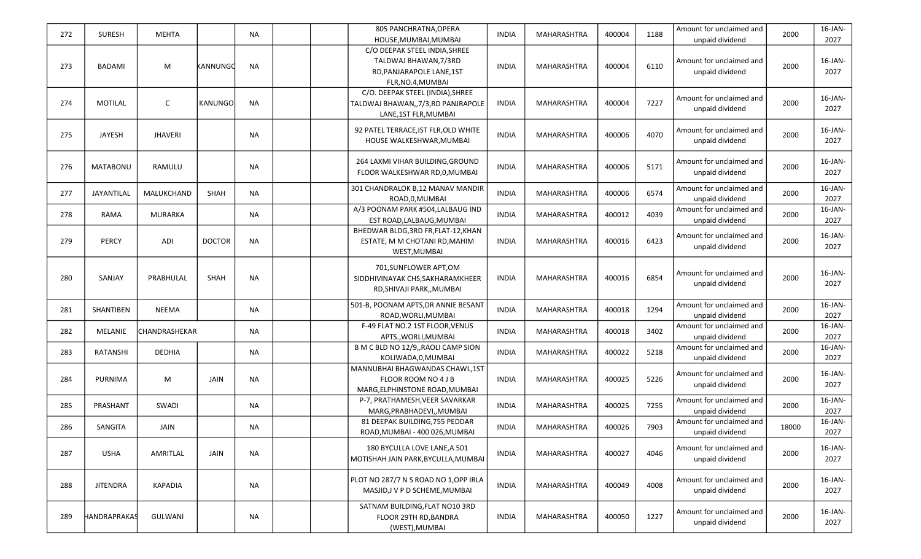| 272 | SURESH | MEHTA | | NA | | | 805 PANCHRATNA,OPERA HOUSE,MUMBAI,MUMBAI | INDIA | MAHARASHTRA | 400004 | 1188 | Amount for unclaimed and unpaid dividend | 2000 | 16-JAN-2027 |
|---|---|---|---|---|---|---|---|---|---|---|---|---|---|---|
| 273 | BADAMI | M | KANNUNGO | NA | | | C/O DEEPAK STEEL INDIA,SHREE TALDWAJ BHAWAN,7/3RD RD,PANJARAPOLE LANE,1ST FLR,NO.4,MUMBAI | INDIA | MAHARASHTRA | 400004 | 6110 | Amount for unclaimed and unpaid dividend | 2000 | 16-JAN-2027 |
| 274 | MOTILAL | C | KANUNGO | NA | | | C/O. DEEPAK STEEL (INDIA),SHREE TALDWAJ BHAWAN,,7/3,RD PANJRAPOLE LANE,1ST FLR,MUMBAI | INDIA | MAHARASHTRA | 400004 | 7227 | Amount for unclaimed and unpaid dividend | 2000 | 16-JAN-2027 |
| 275 | JAYESH | JHAVERI | | NA | | | 92 PATEL TERRACE,IST FLR,OLD WHITE HOUSE WALKESHWAR,MUMBAI | INDIA | MAHARASHTRA | 400006 | 4070 | Amount for unclaimed and unpaid dividend | 2000 | 16-JAN-2027 |
| 276 | MATABONU | RAMULU | | NA | | | 264 LAXMI VIHAR BUILDING,GROUND FLOOR WALKESHWAR RD,0,MUMBAI | INDIA | MAHARASHTRA | 400006 | 5171 | Amount for unclaimed and unpaid dividend | 2000 | 16-JAN-2027 |
| 277 | JAYANTILAL | MALUKCHAND | SHAH | NA | | | 301 CHANDRALOK B,12 MANAV MANDIR ROAD,0,MUMBAI | INDIA | MAHARASHTRA | 400006 | 6574 | Amount for unclaimed and unpaid dividend | 2000 | 16-JAN-2027 |
| 278 | RAMA | MURARKA | | NA | | | A/3 POONAM PARK #504,LALBAUG IND EST ROAD,LALBAUG,MUMBAI | INDIA | MAHARASHTRA | 400012 | 4039 | Amount for unclaimed and unpaid dividend | 2000 | 16-JAN-2027 |
| 279 | PERCY | ADI | DOCTOR | NA | | | BHEDWAR BLDG,3RD FR,FLAT-12,KHAN ESTATE, M M CHOTANI RD,MAHIM WEST,MUMBAI | INDIA | MAHARASHTRA | 400016 | 6423 | Amount for unclaimed and unpaid dividend | 2000 | 16-JAN-2027 |
| 280 | SANJAY | PRABHULAL | SHAH | NA | | | 701,SUNFLOWER APT,OM SIDDHIVINAYAK CHS,SAKHARAMKHEER RD,SHIVAJI PARK,,MUMBAI | INDIA | MAHARASHTRA | 400016 | 6854 | Amount for unclaimed and unpaid dividend | 2000 | 16-JAN-2027 |
| 281 | SHANTIBEN | NEEMA | | NA | | | 501-B, POONAM APTS,DR ANNIE BESANT ROAD,WORLI,MUMBAI | INDIA | MAHARASHTRA | 400018 | 1294 | Amount for unclaimed and unpaid dividend | 2000 | 16-JAN-2027 |
| 282 | MELANIE | CHANDRASHEKAR | | NA | | | F-49 FLAT NO.2 1ST FLOOR,VENUS APTS.,WORLI,MUMBAI | INDIA | MAHARASHTRA | 400018 | 3402 | Amount for unclaimed and unpaid dividend | 2000 | 16-JAN-2027 |
| 283 | RATANSHI | DEDHIA | | NA | | | B M C BLD NO 12/9,,RAOLI CAMP SION KOLIWADA,0,MUMBAI | INDIA | MAHARASHTRA | 400022 | 5218 | Amount for unclaimed and unpaid dividend | 2000 | 16-JAN-2027 |
| 284 | PURNIMA | M | JAIN | NA | | | MANNUBHAI BHAGWANDAS CHAWL,1ST FLOOR ROOM NO 4 J B MARG,ELPHINSTONE ROAD,MUMBAI | INDIA | MAHARASHTRA | 400025 | 5226 | Amount for unclaimed and unpaid dividend | 2000 | 16-JAN-2027 |
| 285 | PRASHANT | SWADI | | NA | | | P-7, PRATHAMESH,VEER SAVARKAR MARG,PRABHADEVI,,MUMBAI | INDIA | MAHARASHTRA | 400025 | 7255 | Amount for unclaimed and unpaid dividend | 2000 | 16-JAN-2027 |
| 286 | SANGITA | JAIN | | NA | | | 81 DEEPAK BUILDING,755 PEDDAR ROAD,MUMBAI - 400 026,MUMBAI | INDIA | MAHARASHTRA | 400026 | 7903 | Amount for unclaimed and unpaid dividend | 18000 | 16-JAN-2027 |
| 287 | USHA | AMRITLAL | JAIN | NA | | | 180 BYCULLA LOVE LANE,A 501 MOTISHAH JAIN PARK,BYCULLA,MUMBAI | INDIA | MAHARASHTRA | 400027 | 4046 | Amount for unclaimed and unpaid dividend | 2000 | 16-JAN-2027 |
| 288 | JITENDRA | KAPADIA | | NA | | | PLOT NO 287/7 N S ROAD NO 1,OPP IRLA MASJID,J V P D SCHEME,MUMBAI | INDIA | MAHARASHTRA | 400049 | 4008 | Amount for unclaimed and unpaid dividend | 2000 | 16-JAN-2027 |
| 289 | HANDRAPRAKAS | GULWANI | | NA | | | SATNAM BUILDING,FLAT NO10 3RD FLOOR 29TH RD,BANDRA (WEST),MUMBAI | INDIA | MAHARASHTRA | 400050 | 1227 | Amount for unclaimed and unpaid dividend | 2000 | 16-JAN-2027 |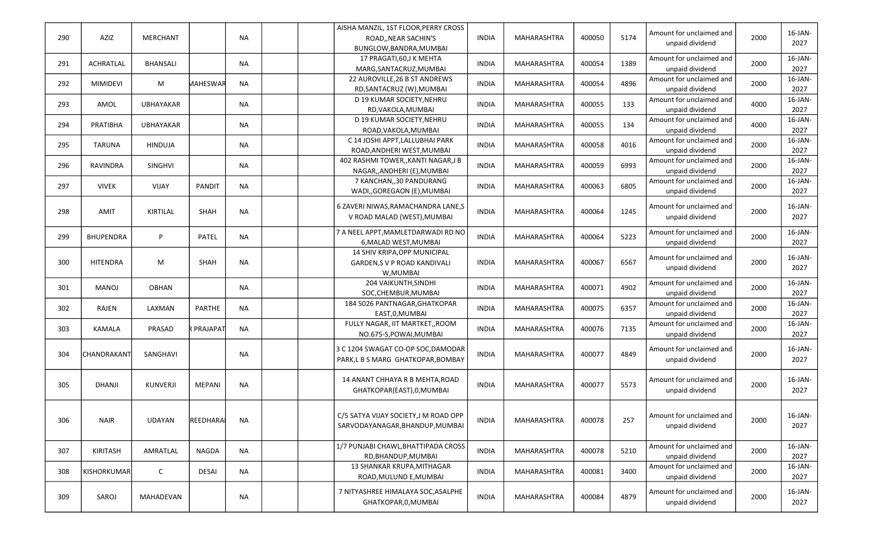| 290 | AZIZ | MERCHANT | | NA | | | AISHA MANZIL, 1ST FLOOR,PERRY CROSS ROAD,,NEAR SACHIN'S BUNGLOW,BANDRA,MUMBAI | INDIA | MAHARASHTRA | 400050 | 5174 | Amount for unclaimed and unpaid dividend | 2000 | 16-JAN-2027 |
|---|---|---|---|---|---|---|---|---|---|---|---|---|---|---|
| 291 | ACHRATLAL | BHANSALI | | NA | | | 17 PRAGATI,60,J K MEHTA MARG,SANTACRUZ,MUMBAI | INDIA | MAHARASHTRA | 400054 | 1389 | Amount for unclaimed and unpaid dividend | 2000 | 16-JAN-2027 |
| 292 | MIMIDEVI | M | MAHESWAR | NA | | | 22 AUROVILLE,26 B ST ANDREWS RD,SANTACRUZ (W),MUMBAI | INDIA | MAHARASHTRA | 400054 | 4896 | Amount for unclaimed and unpaid dividend | 2000 | 16-JAN-2027 |
| 293 | AMOL | UBHAYAKAR | | NA | | | D 19 KUMAR SOCIETY,NEHRU RD,VAKOLA,MUMBAI | INDIA | MAHARASHTRA | 400055 | 133 | Amount for unclaimed and unpaid dividend | 4000 | 16-JAN-2027 |
| 294 | PRATIBHA | UBHAYAKAR | | NA | | | D 19 KUMAR SOCIETY,NEHRU ROAD,VAKOLA,MUMBAI | INDIA | MAHARASHTRA | 400055 | 134 | Amount for unclaimed and unpaid dividend | 4000 | 16-JAN-2027 |
| 295 | TARUNA | HINDUJA | | NA | | | C 14 JOSHI APPT,LALLUBHAI PARK ROAD,ANDHERI WEST,MUMBAI | INDIA | MAHARASHTRA | 400058 | 4016 | Amount for unclaimed and unpaid dividend | 2000 | 16-JAN-2027 |
| 296 | RAVINDRA | SINGHVI | | NA | | | 402 RASHMI TOWER,,KANTI NAGAR,J B NAGAR,,ANDHERI (E),MUMBAI | INDIA | MAHARASHTRA | 400059 | 6993 | Amount for unclaimed and unpaid dividend | 2000 | 16-JAN-2027 |
| 297 | VIVEK | VIJAY | PANDIT | NA | | | 7 KANCHAN,,30 PANDURANG WADI,,GOREGAON (E),MUMBAI | INDIA | MAHARASHTRA | 400063 | 6805 | Amount for unclaimed and unpaid dividend | 2000 | 16-JAN-2027 |
| 298 | AMIT | KIRTILAL | SHAH | NA | | | 6 ZAVERI NIWAS,RAMACHANDRA LANE,S V ROAD MALAD (WEST),MUMBAI | INDIA | MAHARASHTRA | 400064 | 1245 | Amount for unclaimed and unpaid dividend | 2000 | 16-JAN-2027 |
| 299 | BHUPENDRA | P | PATEL | NA | | | 7 A NEEL APPT,MAMLETDARWADI RD NO 6,MALAD WEST,MUMBAI | INDIA | MAHARASHTRA | 400064 | 5223 | Amount for unclaimed and unpaid dividend | 2000 | 16-JAN-2027 |
| 300 | HITENDRA | M | SHAH | NA | | | 14 SHIV KRIPA,OPP MUNICIPAL GARDEN,S V P ROAD KANDIVALI W,MUMBAI | INDIA | MAHARASHTRA | 400067 | 6567 | Amount for unclaimed and unpaid dividend | 2000 | 16-JAN-2027 |
| 301 | MANOJ | OBHAN | | NA | | | 204 VAIKUNTH,SINDHI SOC,CHEMBUR,MUMBAI | INDIA | MAHARASHTRA | 400071 | 4902 | Amount for unclaimed and unpaid dividend | 2000 | 16-JAN-2027 |
| 302 | RAJEN | LAXMAN | PARTHE | NA | | | 184 5026 PANTNAGAR,GHATKOPAR EAST,0,MUMBAI | INDIA | MAHARASHTRA | 400075 | 6357 | Amount for unclaimed and unpaid dividend | 2000 | 16-JAN-2027 |
| 303 | KAMALA | PRASAD | R PRAJAPAT | NA | | | FULLY NAGAR, IIT MARTKET,,ROOM NO.675-S,POWAI,MUMBAI | INDIA | MAHARASHTRA | 400076 | 7135 | Amount for unclaimed and unpaid dividend | 2000 | 16-JAN-2027 |
| 304 | CHANDRAKANT | SANGHAVI | | NA | | | 3 C 1204 SWAGAT CO-OP SOC,DAMODAR PARK,L B S MARG GHATKOPAR,BOMBAY | INDIA | MAHARASHTRA | 400077 | 4849 | Amount for unclaimed and unpaid dividend | 2000 | 16-JAN-2027 |
| 305 | DHANJI | KUNVERJI | MEPANI | NA | | | 14 ANANT CHHAYA R B MEHTA,ROAD GHATKOPAR(EAST),0,MUMBAI | INDIA | MAHARASHTRA | 400077 | 5573 | Amount for unclaimed and unpaid dividend | 2000 | 16-JAN-2027 |
| 306 | NAIR | UDAYAN | REEDHARA | NA | | | C/5 SATYA VIJAY SOCIETY,J M ROAD OPP SARVODAYANAGAR,BHANDUP,MUMBAI | INDIA | MAHARASHTRA | 400078 | 257 | Amount for unclaimed and unpaid dividend | 2000 | 16-JAN-2027 |
| 307 | KIRITASH | AMRATLAL | NAGDA | NA | | | 1/7 PUNJABI CHAWL,BHATTIPADA CROSS RD,BHANDUP,MUMBAI | INDIA | MAHARASHTRA | 400078 | 5210 | Amount for unclaimed and unpaid dividend | 2000 | 16-JAN-2027 |
| 308 | KISHORKUMAR | C | DESAI | NA | | | 13 SHANKAR KRUPA,MITHAGAR ROAD,MULUND E,MUMBAI | INDIA | MAHARASHTRA | 400081 | 3400 | Amount for unclaimed and unpaid dividend | 2000 | 16-JAN-2027 |
| 309 | SAROJ | MAHADEVAN | | NA | | | 7 NITYASHREE HIMALAYA SOC,ASALPHE GHATKOPAR,0,MUMBAI | INDIA | MAHARASHTRA | 400084 | 4879 | Amount for unclaimed and unpaid dividend | 2000 | 16-JAN-2027 |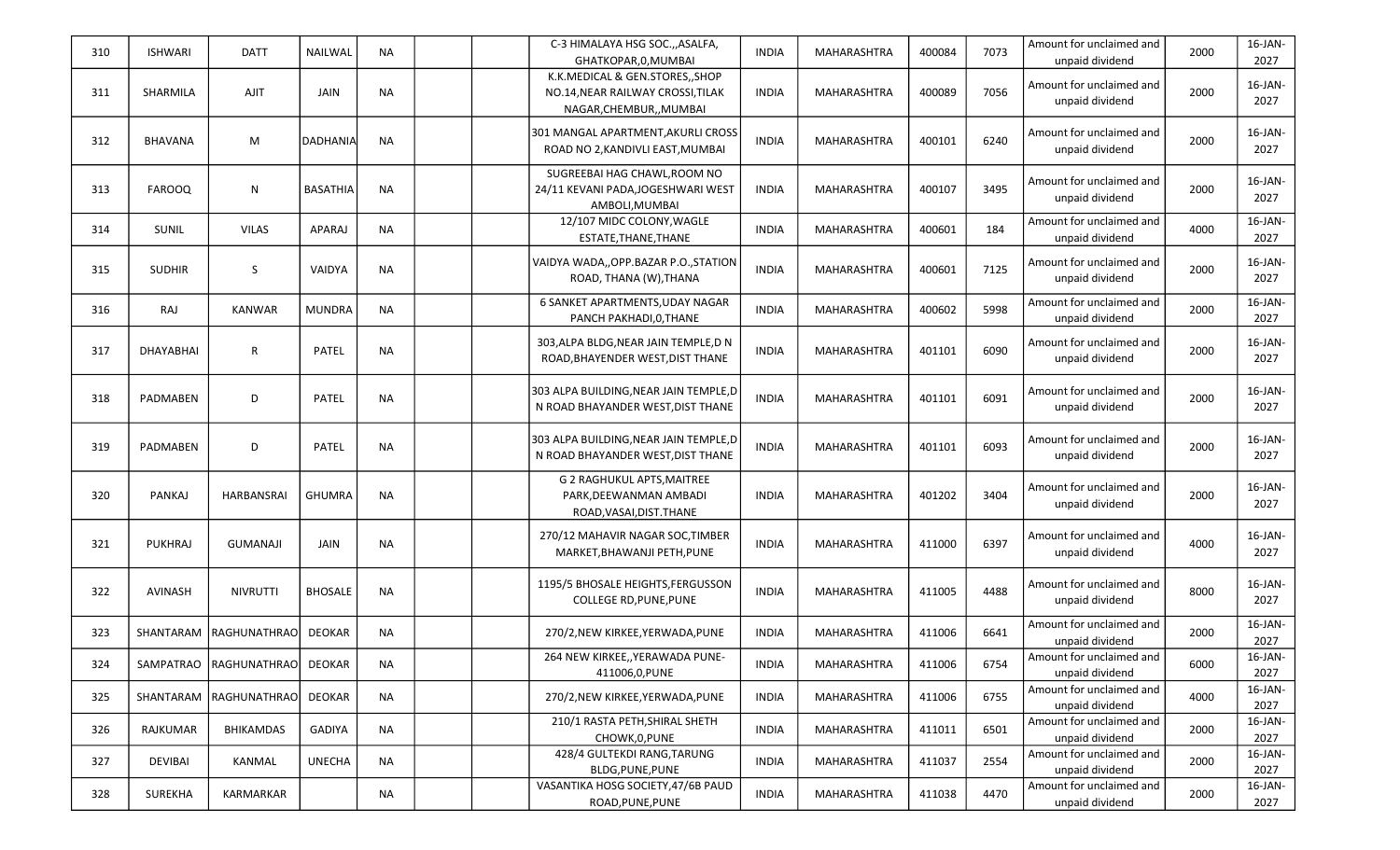| 310 | ISHWARI | DATT | NAILWAL | NA | | | C-3 HIMALAYA HSG SOC.,,ASALFA, GHATKOPAR,0,MUMBAI | INDIA | MAHARASHTRA | 400084 | 7073 | Amount for unclaimed and unpaid dividend | 2000 | 16-JAN-2027 |
|---|---|---|---|---|---|---|---|---|---|---|---|---|---|---|
| 311 | SHARMILA | AJIT | JAIN | NA | | | K.K.MEDICAL & GEN.STORES,,SHOP NO.14,NEAR RAILWAY CROSSI,TILAK NAGAR,CHEMBUR,,MUMBAI | INDIA | MAHARASHTRA | 400089 | 7056 | Amount for unclaimed and unpaid dividend | 2000 | 16-JAN-2027 |
| 312 | BHAVANA | M | DADHANIA | NA | | | 301 MANGAL APARTMENT,AKURLI CROSS ROAD NO 2,KANDIVLI EAST,MUMBAI | INDIA | MAHARASHTRA | 400101 | 6240 | Amount for unclaimed and unpaid dividend | 2000 | 16-JAN-2027 |
| 313 | FAROOQ | N | BASATHIA | NA | | | SUGREEBAI HAG CHAWL,ROOM NO 24/11 KEVANI PADA,JOGESHWARI WEST AMBOLI,MUMBAI | INDIA | MAHARASHTRA | 400107 | 3495 | Amount for unclaimed and unpaid dividend | 2000 | 16-JAN-2027 |
| 314 | SUNIL | VILAS | APARAJ | NA | | | 12/107 MIDC COLONY,WAGLE ESTATE,THANE,THANE | INDIA | MAHARASHTRA | 400601 | 184 | Amount for unclaimed and unpaid dividend | 4000 | 16-JAN-2027 |
| 315 | SUDHIR | S | VAIDYA | NA | | | VAIDYA WADA,,OPP.BAZAR P.O.,STATION ROAD, THANA (W),THANA | INDIA | MAHARASHTRA | 400601 | 7125 | Amount for unclaimed and unpaid dividend | 2000 | 16-JAN-2027 |
| 316 | RAJ | KANWAR | MUNDRA | NA | | | 6 SANKET APARTMENTS,UDAY NAGAR PANCH PAKHADI,0,THANE | INDIA | MAHARASHTRA | 400602 | 5998 | Amount for unclaimed and unpaid dividend | 2000 | 16-JAN-2027 |
| 317 | DHAYABHAI | R | PATEL | NA | | | 303,ALPA BLDG,NEAR JAIN TEMPLE,D N ROAD,BHAYENDER WEST,DIST THANE | INDIA | MAHARASHTRA | 401101 | 6090 | Amount for unclaimed and unpaid dividend | 2000 | 16-JAN-2027 |
| 318 | PADMABEN | D | PATEL | NA | | | 303 ALPA BUILDING,NEAR JAIN TEMPLE,D N ROAD BHAYANDER WEST,DIST THANE | INDIA | MAHARASHTRA | 401101 | 6091 | Amount for unclaimed and unpaid dividend | 2000 | 16-JAN-2027 |
| 319 | PADMABEN | D | PATEL | NA | | | 303 ALPA BUILDING,NEAR JAIN TEMPLE,D N ROAD BHAYANDER WEST,DIST THANE | INDIA | MAHARASHTRA | 401101 | 6093 | Amount for unclaimed and unpaid dividend | 2000 | 16-JAN-2027 |
| 320 | PANKAJ | HARBANSRAI | GHUMRA | NA | | | G 2 RAGHUKUL APTS,MAITREE PARK,DEEWANMAN AMBADI ROAD,VASAI,DIST.THANE | INDIA | MAHARASHTRA | 401202 | 3404 | Amount for unclaimed and unpaid dividend | 2000 | 16-JAN-2027 |
| 321 | PUKHRAJ | GUMANAJI | JAIN | NA | | | 270/12 MAHAVIR NAGAR SOC,TIMBER MARKET,BHAWANJI PETH,PUNE | INDIA | MAHARASHTRA | 411000 | 6397 | Amount for unclaimed and unpaid dividend | 4000 | 16-JAN-2027 |
| 322 | AVINASH | NIVRUTTI | BHOSALE | NA | | | 1195/5 BHOSALE HEIGHTS,FERGUSSON COLLEGE RD,PUNE,PUNE | INDIA | MAHARASHTRA | 411005 | 4488 | Amount for unclaimed and unpaid dividend | 8000 | 16-JAN-2027 |
| 323 | SHANTARAM | RAGHUNATHRAO | DEOKAR | NA | | | 270/2,NEW KIRKEE,YERWADA,PUNE | INDIA | MAHARASHTRA | 411006 | 6641 | Amount for unclaimed and unpaid dividend | 2000 | 16-JAN-2027 |
| 324 | SAMPATRAO | RAGHUNATHRAO | DEOKAR | NA | | | 264 NEW KIRKEE,,YERAWADA PUNE-411006,0,PUNE | INDIA | MAHARASHTRA | 411006 | 6754 | Amount for unclaimed and unpaid dividend | 6000 | 16-JAN-2027 |
| 325 | SHANTARAM | RAGHUNATHRAO | DEOKAR | NA | | | 270/2,NEW KIRKEE,YERWADA,PUNE | INDIA | MAHARASHTRA | 411006 | 6755 | Amount for unclaimed and unpaid dividend | 4000 | 16-JAN-2027 |
| 326 | RAJKUMAR | BHIKAMDAS | GADIYA | NA | | | 210/1 RASTA PETH,SHIRAL SHETH CHOWK,0,PUNE | INDIA | MAHARASHTRA | 411011 | 6501 | Amount for unclaimed and unpaid dividend | 2000 | 16-JAN-2027 |
| 327 | DEVIBAI | KANMAL | UNECHA | NA | | | 428/4 GULTEKDI RANG,TARUNG BLDG,PUNE,PUNE | INDIA | MAHARASHTRA | 411037 | 2554 | Amount for unclaimed and unpaid dividend | 2000 | 16-JAN-2027 |
| 328 | SUREKHA | KARMARKAR | | NA | | | VASANTIKA HOSG SOCIETY,47/6B PAUD ROAD,PUNE,PUNE | INDIA | MAHARASHTRA | 411038 | 4470 | Amount for unclaimed and unpaid dividend | 2000 | 16-JAN-2027 |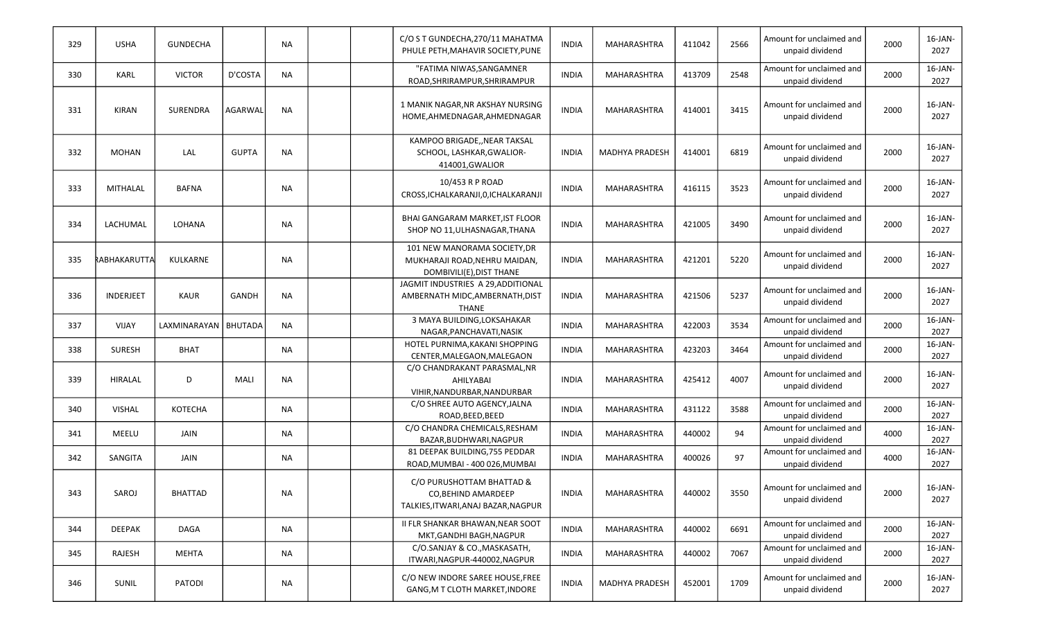| | | | | | | | | | | | | | | |
|---|---|---|---|---|---|---|---|---|---|---|---|---|---|---|
| 329 | USHA | GUNDECHA | | NA | | | C/O S T GUNDECHA,270/11 MAHATMA PHULE PETH,MAHAVIR SOCIETY,PUNE | INDIA | MAHARASHTRA | 411042 | 2566 | Amount for unclaimed and unpaid dividend | 2000 | 16-JAN-2027 |
| 330 | KARL | VICTOR | D'COSTA | NA | | | "FATIMA NIWAS,SANGAMNER ROAD,SHRIRAMPUR,SHRIRAMPUR | INDIA | MAHARASHTRA | 413709 | 2548 | Amount for unclaimed and unpaid dividend | 2000 | 16-JAN-2027 |
| 331 | KIRAN | SURENDRA | AGARWAL | NA | | | 1 MANIK NAGAR,NR AKSHAY NURSING HOME,AHMEDNAGAR,AHMEDNAGAR | INDIA | MAHARASHTRA | 414001 | 3415 | Amount for unclaimed and unpaid dividend | 2000 | 16-JAN-2027 |
| 332 | MOHAN | LAL | GUPTA | NA | | | KAMPOO BRIGADE,,NEAR TAKSAL SCHOOL, LASHKAR,GWALIOR-414001,GWALIOR | INDIA | MADHYA PRADESH | 414001 | 6819 | Amount for unclaimed and unpaid dividend | 2000 | 16-JAN-2027 |
| 333 | MITHALAL | BAFNA | | NA | | | 10/453 R P ROAD CROSS,ICHALKARANJI,0,ICHALKARANJI | INDIA | MAHARASHTRA | 416115 | 3523 | Amount for unclaimed and unpaid dividend | 2000 | 16-JAN-2027 |
| 334 | LACHUMAL | LOHANA | | NA | | | BHAI GANGARAM MARKET,IST FLOOR SHOP NO 11,ULHASNAGAR,THANA | INDIA | MAHARASHTRA | 421005 | 3490 | Amount for unclaimed and unpaid dividend | 2000 | 16-JAN-2027 |
| 335 | RABHAKARUTTA | KULKARNE | | NA | | | 101 NEW MANORAMA SOCIETY,DR MUKHARAJI ROAD,NEHRU MAIDAN, DOMBIVILI(E),DIST THANE | INDIA | MAHARASHTRA | 421201 | 5220 | Amount for unclaimed and unpaid dividend | 2000 | 16-JAN-2027 |
| 336 | INDERJEET | KAUR | GANDH | NA | | | JAGMIT INDUSTRIES A 29,ADDITIONAL AMBERNATH MIDC,AMBERNATH,DIST THANE | INDIA | MAHARASHTRA | 421506 | 5237 | Amount for unclaimed and unpaid dividend | 2000 | 16-JAN-2027 |
| 337 | VIJAY | LAXMINARAYAN | BHUTADA | NA | | | 3 MAYA BUILDING,LOKSAHAKAR NAGAR,PANCHAVATI,NASIK | INDIA | MAHARASHTRA | 422003 | 3534 | Amount for unclaimed and unpaid dividend | 2000 | 16-JAN-2027 |
| 338 | SURESH | BHAT | | NA | | | HOTEL PURNIMA,KAKANI SHOPPING CENTER,MALEGAON,MALEGAON | INDIA | MAHARASHTRA | 423203 | 3464 | Amount for unclaimed and unpaid dividend | 2000 | 16-JAN-2027 |
| 339 | HIRALAL | D | MALI | NA | | | C/O CHANDRAKANT PARASMAL,NR AHILYABAI VIHIR,NANDURBAR,NANDURBAR | INDIA | MAHARASHTRA | 425412 | 4007 | Amount for unclaimed and unpaid dividend | 2000 | 16-JAN-2027 |
| 340 | VISHAL | KOTECHA | | NA | | | C/O SHREE AUTO AGENCY,JALNA ROAD,BEED,BEED | INDIA | MAHARASHTRA | 431122 | 3588 | Amount for unclaimed and unpaid dividend | 2000 | 16-JAN-2027 |
| 341 | MEELU | JAIN | | NA | | | C/O CHANDRA CHEMICALS,RESHAM BAZAR,BUDHWARI,NAGPUR | INDIA | MAHARASHTRA | 440002 | 94 | Amount for unclaimed and unpaid dividend | 4000 | 16-JAN-2027 |
| 342 | SANGITA | JAIN | | NA | | | 81 DEEPAK BUILDING,755 PEDDAR ROAD,MUMBAI - 400 026,MUMBAI | INDIA | MAHARASHTRA | 400026 | 97 | Amount for unclaimed and unpaid dividend | 4000 | 16-JAN-2027 |
| 343 | SAROJ | BHATTAD | | NA | | | C/O PURUSHOTTAM BHATTAD & CO,BEHIND AMARDEEP TALKIES,ITWARI,ANAJ BAZAR,NAGPUR | INDIA | MAHARASHTRA | 440002 | 3550 | Amount for unclaimed and unpaid dividend | 2000 | 16-JAN-2027 |
| 344 | DEEPAK | DAGA | | NA | | | II FLR SHANKAR BHAWAN,NEAR SOOT MKT,GANDHI BAGH,NAGPUR | INDIA | MAHARASHTRA | 440002 | 6691 | Amount for unclaimed and unpaid dividend | 2000 | 16-JAN-2027 |
| 345 | RAJESH | MEHTA | | NA | | | C/O.SANJAY & CO.,MASKASATH, ITWARI,NAGPUR-440002,NAGPUR | INDIA | MAHARASHTRA | 440002 | 7067 | Amount for unclaimed and unpaid dividend | 2000 | 16-JAN-2027 |
| 346 | SUNIL | PATODI | | NA | | | C/O NEW INDORE SAREE HOUSE,FREE GANG,M T CLOTH MARKET,INDORE | INDIA | MADHYA PRADESH | 452001 | 1709 | Amount for unclaimed and unpaid dividend | 2000 | 16-JAN-2027 |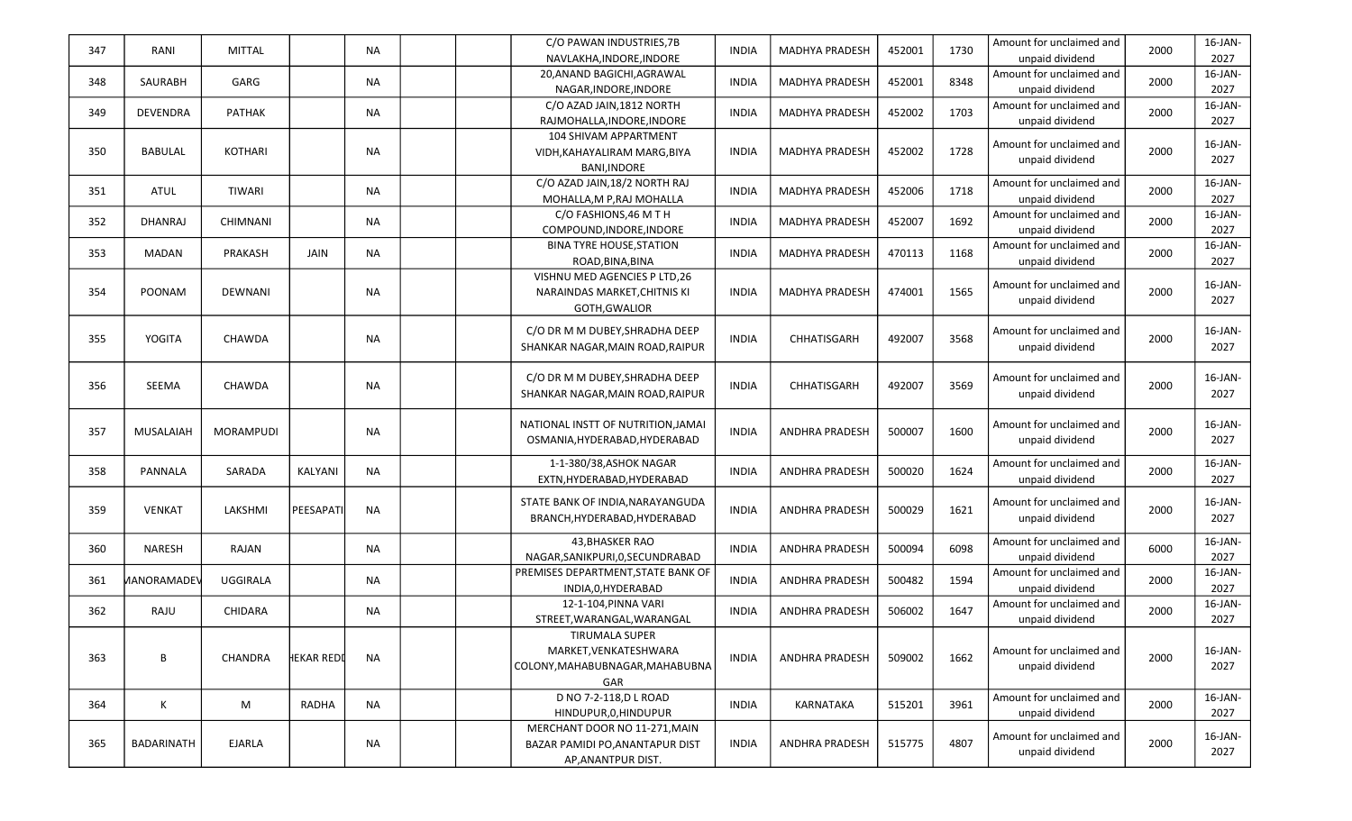| 347 | RANI | MITTAL | | NA | | | C/O PAWAN INDUSTRIES,7B NAVLAKHA,INDORE,INDORE | INDIA | MADHYA PRADESH | 452001 | 1730 | Amount for unclaimed and unpaid dividend | 2000 | 16-JAN-2027 |
|---|---|---|---|---|---|---|---|---|---|---|---|---|---|---|
| 348 | SAURABH | GARG | | NA | | | 20,ANAND BAGICHI,AGRAWAL NAGAR,INDORE,INDORE | INDIA | MADHYA PRADESH | 452001 | 8348 | Amount for unclaimed and unpaid dividend | 2000 | 16-JAN-2027 |
| 349 | DEVENDRA | PATHAK | | NA | | | C/O AZAD JAIN,1812 NORTH RAJMOHALLA,INDORE,INDORE | INDIA | MADHYA PRADESH | 452002 | 1703 | Amount for unclaimed and unpaid dividend | 2000 | 16-JAN-2027 |
| 350 | BABULAL | KOTHARI | | NA | | | 104 SHIVAM APPARTMENT VIDH,KAHAYALIRAM MARG,BIYA BANI,INDORE | INDIA | MADHYA PRADESH | 452002 | 1728 | Amount for unclaimed and unpaid dividend | 2000 | 16-JAN-2027 |
| 351 | ATUL | TIWARI | | NA | | | C/O AZAD JAIN,18/2 NORTH RAJ MOHALLA,M P,RAJ MOHALLA | INDIA | MADHYA PRADESH | 452006 | 1718 | Amount for unclaimed and unpaid dividend | 2000 | 16-JAN-2027 |
| 352 | DHANRAJ | CHIMNANI | | NA | | | C/O FASHIONS,46 M T H COMPOUND,INDORE,INDORE | INDIA | MADHYA PRADESH | 452007 | 1692 | Amount for unclaimed and unpaid dividend | 2000 | 16-JAN-2027 |
| 353 | MADAN | PRAKASH | JAIN | NA | | | BINA TYRE HOUSE,STATION ROAD,BINA,BINA | INDIA | MADHYA PRADESH | 470113 | 1168 | Amount for unclaimed and unpaid dividend | 2000 | 16-JAN-2027 |
| 354 | POONAM | DEWNANI | | NA | | | VISHNU MED AGENCIES P LTD,26 NARAINDAS MARKET,CHITNIS KI GOTH,GWALIOR | INDIA | MADHYA PRADESH | 474001 | 1565 | Amount for unclaimed and unpaid dividend | 2000 | 16-JAN-2027 |
| 355 | YOGITA | CHAWDA | | NA | | | C/O DR M M DUBEY,SHRADHA DEEP SHANKAR NAGAR,MAIN ROAD,RAIPUR | INDIA | CHHATISGARH | 492007 | 3568 | Amount for unclaimed and unpaid dividend | 2000 | 16-JAN-2027 |
| 356 | SEEMA | CHAWDA | | NA | | | C/O DR M M DUBEY,SHRADHA DEEP SHANKAR NAGAR,MAIN ROAD,RAIPUR | INDIA | CHHATISGARH | 492007 | 3569 | Amount for unclaimed and unpaid dividend | 2000 | 16-JAN-2027 |
| 357 | MUSALAIAH | MORAMPUDI | | NA | | | NATIONAL INSTT OF NUTRITION,JAMAI OSMANIA,HYDERABAD,HYDERABAD | INDIA | ANDHRA PRADESH | 500007 | 1600 | Amount for unclaimed and unpaid dividend | 2000 | 16-JAN-2027 |
| 358 | PANNALA | SARADA | KALYANI | NA | | | 1-1-380/38,ASHOK NAGAR EXTN,HYDERABAD,HYDERABAD | INDIA | ANDHRA PRADESH | 500020 | 1624 | Amount for unclaimed and unpaid dividend | 2000 | 16-JAN-2027 |
| 359 | VENKAT | LAKSHMI | PEESAPATI | NA | | | STATE BANK OF INDIA,NARAYANGUDA BRANCH,HYDERABAD,HYDERABAD | INDIA | ANDHRA PRADESH | 500029 | 1621 | Amount for unclaimed and unpaid dividend | 2000 | 16-JAN-2027 |
| 360 | NARESH | RAJAN | | NA | | | 43,BHASKER RAO NAGAR,SANIKPURI,0,SECUNDRABAD | INDIA | ANDHRA PRADESH | 500094 | 6098 | Amount for unclaimed and unpaid dividend | 6000 | 16-JAN-2027 |
| 361 | MANORAMADEV | UGGIRALA | | NA | | | PREMISES DEPARTMENT,STATE BANK OF INDIA,0,HYDERABAD | INDIA | ANDHRA PRADESH | 500482 | 1594 | Amount for unclaimed and unpaid dividend | 2000 | 16-JAN-2027 |
| 362 | RAJU | CHIDARA | | NA | | | 12-1-104,PINNA VARI STREET,WARANGAL,WARANGAL | INDIA | ANDHRA PRADESH | 506002 | 1647 | Amount for unclaimed and unpaid dividend | 2000 | 16-JAN-2027 |
| 363 | B | CHANDRA | HEKAR REDI | NA | | | TIRUMALA SUPER MARKET,VENKATESHWARA COLONY,MAHABUBNAGAR,MAHABUBNAGAR | INDIA | ANDHRA PRADESH | 509002 | 1662 | Amount for unclaimed and unpaid dividend | 2000 | 16-JAN-2027 |
| 364 | K | M | RADHA | NA | | | D NO 7-2-118,D L ROAD HINDUPUR,0,HINDUPUR | INDIA | KARNATAKA | 515201 | 3961 | Amount for unclaimed and unpaid dividend | 2000 | 16-JAN-2027 |
| 365 | BADARINATH | EJARLA | | NA | | | MERCHANT DOOR NO 11-271,MAIN BAZAR PAMIDI PO,ANANTAPUR DIST AP,ANANTPUR DIST. | INDIA | ANDHRA PRADESH | 515775 | 4807 | Amount for unclaimed and unpaid dividend | 2000 | 16-JAN-2027 |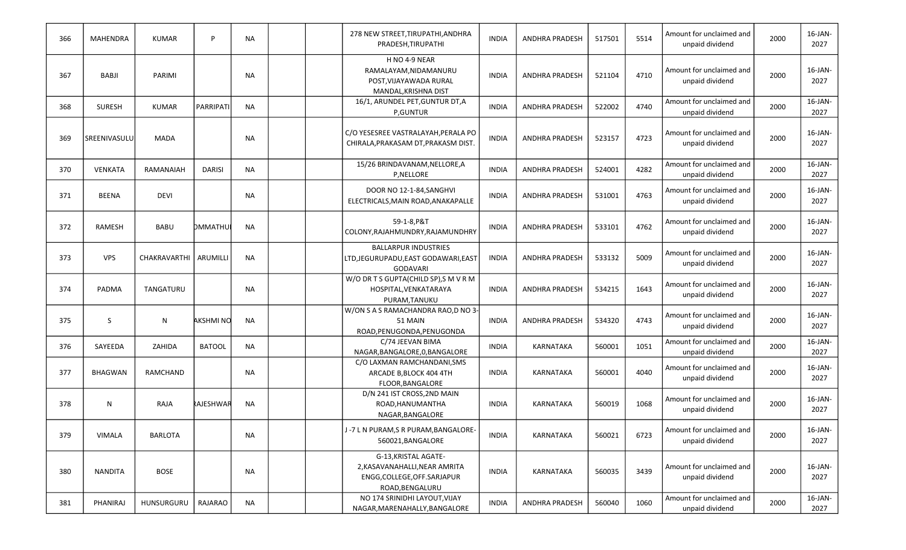| 366 | MAHENDRA | KUMAR | P | NA | | | 278 NEW STREET,TIRUPATHI,ANDHRA PRADESH,TIRUPATHI | INDIA | ANDHRA PRADESH | 517501 | 5514 | Amount for unclaimed and unpaid dividend | 2000 | 16-JAN-2027 |
|---|---|---|---|---|---|---|---|---|---|---|---|---|---|---|
| 367 | BABJI | PARIMI | | NA | | | H NO 4-9 NEAR RAMALAYAM,NIDAMANURU POST,VIJAYAWADA RURAL MANDAL,KRISHNA DIST | INDIA | ANDHRA PRADESH | 521104 | 4710 | Amount for unclaimed and unpaid dividend | 2000 | 16-JAN-2027 |
| 368 | SURESH | KUMAR | PARRIPATI | NA | | | 16/1, ARUNDEL PET,GUNTUR DT,A P,GUNTUR | INDIA | ANDHRA PRADESH | 522002 | 4740 | Amount for unclaimed and unpaid dividend | 2000 | 16-JAN-2027 |
| 369 | SREENIVASULU | MADA | | NA | | | C/O YESESREE VASTRALAYAH,PERALA PO CHIRALA,PRAKASAM DT,PRAKASM DIST. | INDIA | ANDHRA PRADESH | 523157 | 4723 | Amount for unclaimed and unpaid dividend | 2000 | 16-JAN-2027 |
| 370 | VENKATA | RAMANAIAH | DARISI | NA | | | 15/26 BRINDAVANAM,NELLORE,A P,NELLORE | INDIA | ANDHRA PRADESH | 524001 | 4282 | Amount for unclaimed and unpaid dividend | 2000 | 16-JAN-2027 |
| 371 | BEENA | DEVI | | NA | | | DOOR NO 12-1-84,SANGHVI ELECTRICALS,MAIN ROAD,ANAKAPALLE | INDIA | ANDHRA PRADESH | 531001 | 4763 | Amount for unclaimed and unpaid dividend | 2000 | 16-JAN-2027 |
| 372 | RAMESH | BABU | OMMATHU | NA | | | 59-1-8,P&T COLONY,RAJAHMUNDRY,RAJAMUNDHRY | INDIA | ANDHRA PRADESH | 533101 | 4762 | Amount for unclaimed and unpaid dividend | 2000 | 16-JAN-2027 |
| 373 | VPS | CHAKRAVARTHI | ARUMILLI | NA | | | BALLARPUR INDUSTRIES LTD,JEGURUPADU,EAST GODAVARI,EAST GODAVARI | INDIA | ANDHRA PRADESH | 533132 | 5009 | Amount for unclaimed and unpaid dividend | 2000 | 16-JAN-2027 |
| 374 | PADMA | TANGATURU | | NA | | | W/O DR T S GUPTA(CHILD SP),S M V R M HOSPITAL,VENKATARAYA PURAM,TANUKU | INDIA | ANDHRA PRADESH | 534215 | 1643 | Amount for unclaimed and unpaid dividend | 2000 | 16-JAN-2027 |
| 375 | S | N | AKSHMI NO | NA | | | W/ON S A S RAMACHANDRA RAO,D NO 3-51 MAIN ROAD,PENUGONDA,PENUGONDA | INDIA | ANDHRA PRADESH | 534320 | 4743 | Amount for unclaimed and unpaid dividend | 2000 | 16-JAN-2027 |
| 376 | SAYEEDA | ZAHIDA | BATOOL | NA | | | C/74 JEEVAN BIMA NAGAR,BANGALORE,0,BANGALORE | INDIA | KARNATAKA | 560001 | 1051 | Amount for unclaimed and unpaid dividend | 2000 | 16-JAN-2027 |
| 377 | BHAGWAN | RAMCHAND | | NA | | | C/O LAXMAN RAMCHANDANI,SMS ARCADE B,BLOCK 404 4TH FLOOR,BANGALORE | INDIA | KARNATAKA | 560001 | 4040 | Amount for unclaimed and unpaid dividend | 2000 | 16-JAN-2027 |
| 378 | N | RAJA | RAJESHWAR | NA | | | D/N 241 IST CROSS,2ND MAIN ROAD,HANUMANTHA NAGAR,BANGALORE | INDIA | KARNATAKA | 560019 | 1068 | Amount for unclaimed and unpaid dividend | 2000 | 16-JAN-2027 |
| 379 | VIMALA | BARLOTA | | NA | | | J -7 L N PURAM,S R PURAM,BANGALORE-560021,BANGALORE | INDIA | KARNATAKA | 560021 | 6723 | Amount for unclaimed and unpaid dividend | 2000 | 16-JAN-2027 |
| 380 | NANDITA | BOSE | | NA | | | G-13,KRISTAL AGATE-2,KASAVANAHALLI,NEAR AMRITA ENGG,COLLEGE,OFF.SARJAPUR ROAD,BENGALURU | INDIA | KARNATAKA | 560035 | 3439 | Amount for unclaimed and unpaid dividend | 2000 | 16-JAN-2027 |
| 381 | PHANIRAJ | HUNSURGURU | RAJARAO | NA | | | NO 174 SRINIDHI LAYOUT,VIJAY NAGAR,MARENAHALLY,BANGALORE | INDIA | ANDHRA PRADESH | 560040 | 1060 | Amount for unclaimed and unpaid dividend | 2000 | 16-JAN-2027 |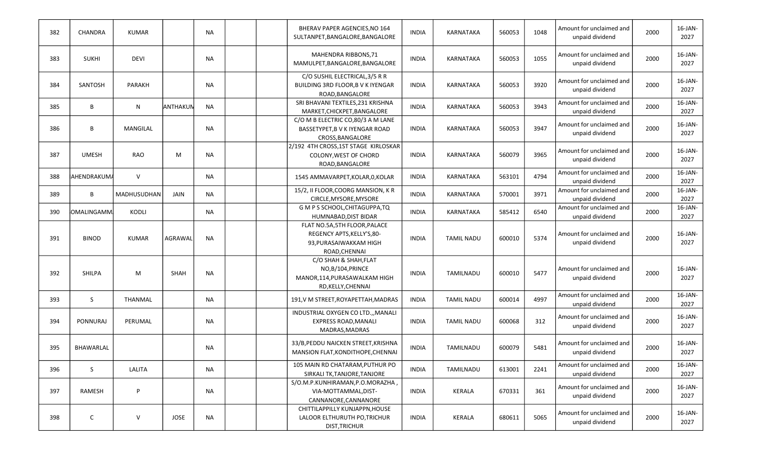| 382 | CHANDRA | KUMAR | | NA | | | BHERAV PAPER AGENCIES,NO 164 SULTANPET,BANGALORE,BANGALORE | INDIA | KARNATAKA | 560053 | 1048 | Amount for unclaimed and unpaid dividend | 2000 | 16-JAN-2027 |
|---|---|---|---|---|---|---|---|---|---|---|---|---|---|---|
| 383 | SUKHI | DEVI | | NA | | | MAHENDRA RIBBONS,71 MAMULPET,BANGALORE,BANGALORE | INDIA | KARNATAKA | 560053 | 1055 | Amount for unclaimed and unpaid dividend | 2000 | 16-JAN-2027 |
| 384 | SANTOSH | PARAKH | | NA | | | C/O SUSHIL ELECTRICAL,3/5 R R BUILDING 3RD FLOOR,B V K IYENGAR ROAD,BANGALORE | INDIA | KARNATAKA | 560053 | 3920 | Amount for unclaimed and unpaid dividend | 2000 | 16-JAN-2027 |
| 385 | B | N | ANTHAKUM | NA | | | SRI BHAVANI TEXTILES,231 KRISHNA MARKET,CHICKPET,BANGALORE | INDIA | KARNATAKA | 560053 | 3943 | Amount for unclaimed and unpaid dividend | 2000 | 16-JAN-2027 |
| 386 | B | MANGILAL | | NA | | | C/O M B ELECTRIC CO,80/3 A M LANE BASSETYPET,B V K IYENGAR ROAD CROSS,BANGALORE | INDIA | KARNATAKA | 560053 | 3947 | Amount for unclaimed and unpaid dividend | 2000 | 16-JAN-2027 |
| 387 | UMESH | RAO | M | NA | | | 2/192 4TH CROSS,1ST STAGE KIRLOSKAR COLONY,WEST OF CHORD ROAD,BANGALORE | INDIA | KARNATAKA | 560079 | 3965 | Amount for unclaimed and unpaid dividend | 2000 | 16-JAN-2027 |
| 388 | AHENDRAKUMA | V | | NA | | | 1545 AMMAVARPET,KOLAR,0,KOLAR | INDIA | KARNATAKA | 563101 | 4794 | Amount for unclaimed and unpaid dividend | 2000 | 16-JAN-2027 |
| 389 | B | MADHUSUDHAN | JAIN | NA | | | 15/2, II FLOOR,COORG MANSION, K R CIRCLE,MYSORE,MYSORE | INDIA | KARNATAKA | 570001 | 3971 | Amount for unclaimed and unpaid dividend | 2000 | 16-JAN-2027 |
| 390 | OMALINGAMM | KODLI | | NA | | | G M P S SCHOOL,CHITAGUPPA,TQ HUMNABAD,DIST BIDAR | INDIA | KARNATAKA | 585412 | 6540 | Amount for unclaimed and unpaid dividend | 2000 | 16-JAN-2027 |
| 391 | BINOD | KUMAR | AGRAWAL | NA | | | FLAT NO.5A,5TH FLOOR,PALACE REGENCY APTS,KELLY'S,80-93,PURASAIWAKKAM HIGH ROAD,CHENNAI | INDIA | TAMIL NADU | 600010 | 5374 | Amount for unclaimed and unpaid dividend | 2000 | 16-JAN-2027 |
| 392 | SHILPA | M | SHAH | NA | | | C/O SHAH & SHAH,FLAT NO,B/104,PRINCE MANOR,114,PURASAWALKAM HIGH RD,KELLY,CHENNAI | INDIA | TAMILNADU | 600010 | 5477 | Amount for unclaimed and unpaid dividend | 2000 | 16-JAN-2027 |
| 393 | S | THANMAL | | NA | | | 191,V M STREET,ROYAPETTAH,MADRAS | INDIA | TAMIL NADU | 600014 | 4997 | Amount for unclaimed and unpaid dividend | 2000 | 16-JAN-2027 |
| 394 | PONNURAJ | PERUMAL | | NA | | | INDUSTRIAL OXYGEN CO LTD.,,MANALI EXPRESS ROAD,MANALI MADRAS,MADRAS | INDIA | TAMIL NADU | 600068 | 312 | Amount for unclaimed and unpaid dividend | 2000 | 16-JAN-2027 |
| 395 | BHAWARLAL | | | NA | | | 33/B,PEDDU NAICKEN STREET,KRISHNA MANSION FLAT,KONDITHOPE,CHENNAI | INDIA | TAMILNADU | 600079 | 5481 | Amount for unclaimed and unpaid dividend | 2000 | 16-JAN-2027 |
| 396 | S | LALITA | | NA | | | 105 MAIN RD CHATARAM,PUTHUR PO SIRKALI TK,TANJORE,TANJORE | INDIA | TAMILNADU | 613001 | 2241 | Amount for unclaimed and unpaid dividend | 2000 | 16-JAN-2027 |
| 397 | RAMESH | P | | NA | | | S/O.M.P.KUNHIRAMAN,P.O.MORAZHA , VIA-MOTTAMMAL,DIST-CANNANORE,CANNANORE | INDIA | KERALA | 670331 | 361 | Amount for unclaimed and unpaid dividend | 2000 | 16-JAN-2027 |
| 398 | C | V | JOSE | NA | | | CHITTILAPPILLY KUNJAPPN,HOUSE LALOOR ELTHURUTH PO,TRICHUR DIST,TRICHUR | INDIA | KERALA | 680611 | 5065 | Amount for unclaimed and unpaid dividend | 2000 | 16-JAN-2027 |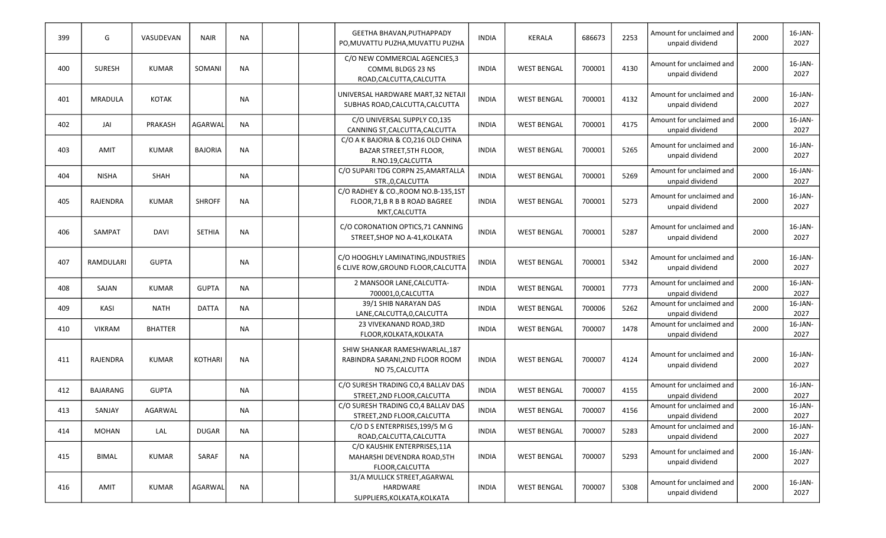| 399 | G | VASUDEVAN | NAIR | NA | | | GEETHA BHAVAN,PUTHAPPADY PO,MUVATTU PUZHA,MUVATTU PUZHA | INDIA | KERALA | 686673 | 2253 | Amount for unclaimed and unpaid dividend | 2000 | 16-JAN-2027 |
|---|---|---|---|---|---|---|---|---|---|---|---|---|---|---|
| 400 | SURESH | KUMAR | SOMANI | NA | | | C/O NEW COMMERCIAL AGENCIES,3 COMML BLDGS 23 NS ROAD,CALCUTTA,CALCUTTA | INDIA | WEST BENGAL | 700001 | 4130 | Amount for unclaimed and unpaid dividend | 2000 | 16-JAN-2027 |
| 401 | MRADULA | KOTAK | | NA | | | UNIVERSAL HARDWARE MART,32 NETAJI SUBHAS ROAD,CALCUTTA,CALCUTTA | INDIA | WEST BENGAL | 700001 | 4132 | Amount for unclaimed and unpaid dividend | 2000 | 16-JAN-2027 |
| 402 | JAI | PRAKASH | AGARWAL | NA | | | C/O UNIVERSAL SUPPLY CO,135 CANNING ST,CALCUTTA,CALCUTTA | INDIA | WEST BENGAL | 700001 | 4175 | Amount for unclaimed and unpaid dividend | 2000 | 16-JAN-2027 |
| 403 | AMIT | KUMAR | BAJORIA | NA | | | C/O A K BAJORIA & CO,216 OLD CHINA BAZAR STREET,5TH FLOOR, R.NO.19,CALCUTTA | INDIA | WEST BENGAL | 700001 | 5265 | Amount for unclaimed and unpaid dividend | 2000 | 16-JAN-2027 |
| 404 | NISHA | SHAH | | NA | | | C/O SUPARI TDG CORPN 25,AMARTALLA STR.,0,CALCUTTA | INDIA | WEST BENGAL | 700001 | 5269 | Amount for unclaimed and unpaid dividend | 2000 | 16-JAN-2027 |
| 405 | RAJENDRA | KUMAR | SHROFF | NA | | | C/O RADHEY & CO.,ROOM NO.B-135,1ST FLOOR,71,B R B B ROAD BAGREE MKT,CALCUTTA | INDIA | WEST BENGAL | 700001 | 5273 | Amount for unclaimed and unpaid dividend | 2000 | 16-JAN-2027 |
| 406 | SAMPAT | DAVI | SETHIA | NA | | | C/O CORONATION OPTICS,71 CANNING STREET,SHOP NO A-41,KOLKATA | INDIA | WEST BENGAL | 700001 | 5287 | Amount for unclaimed and unpaid dividend | 2000 | 16-JAN-2027 |
| 407 | RAMDULARI | GUPTA | | NA | | | C/O HOOGHLY LAMINATING,INDUSTRIES 6 CLIVE ROW,GROUND FLOOR,CALCUTTA | INDIA | WEST BENGAL | 700001 | 5342 | Amount for unclaimed and unpaid dividend | 2000 | 16-JAN-2027 |
| 408 | SAJAN | KUMAR | GUPTA | NA | | | 2 MANSOOR LANE,CALCUTTA-700001,0,CALCUTTA | INDIA | WEST BENGAL | 700001 | 7773 | Amount for unclaimed and unpaid dividend | 2000 | 16-JAN-2027 |
| 409 | KASI | NATH | DATTA | NA | | | 39/1 SHIB NARAYAN DAS LANE,CALCUTTA,0,CALCUTTA | INDIA | WEST BENGAL | 700006 | 5262 | Amount for unclaimed and unpaid dividend | 2000 | 16-JAN-2027 |
| 410 | VIKRAM | BHATTER | | NA | | | 23 VIVEKANAND ROAD,3RD FLOOR,KOLKATA,KOLKATA | INDIA | WEST BENGAL | 700007 | 1478 | Amount for unclaimed and unpaid dividend | 2000 | 16-JAN-2027 |
| 411 | RAJENDRA | KUMAR | KOTHARI | NA | | | SHIW SHANKAR RAMESHWARLAL,187 RABINDRA SARANI,2ND FLOOR ROOM NO 75,CALCUTTA | INDIA | WEST BENGAL | 700007 | 4124 | Amount for unclaimed and unpaid dividend | 2000 | 16-JAN-2027 |
| 412 | BAJARANG | GUPTA | | NA | | | C/O SURESH TRADING CO,4 BALLAV DAS STREET,2ND FLOOR,CALCUTTA | INDIA | WEST BENGAL | 700007 | 4155 | Amount for unclaimed and unpaid dividend | 2000 | 16-JAN-2027 |
| 413 | SANJAY | AGARWAL | | NA | | | C/O SURESH TRADING CO,4 BALLAV DAS STREET,2ND FLOOR,CALCUTTA | INDIA | WEST BENGAL | 700007 | 4156 | Amount for unclaimed and unpaid dividend | 2000 | 16-JAN-2027 |
| 414 | MOHAN | LAL | DUGAR | NA | | | C/O D S ENTERPRISES,199/5 M G ROAD,CALCUTTA,CALCUTTA | INDIA | WEST BENGAL | 700007 | 5283 | Amount for unclaimed and unpaid dividend | 2000 | 16-JAN-2027 |
| 415 | BIMAL | KUMAR | SARAF | NA | | | C/O KAUSHIK ENTERPRISES,11A MAHARSHI DEVENDRA ROAD,5TH FLOOR,CALCUTTA | INDIA | WEST BENGAL | 700007 | 5293 | Amount for unclaimed and unpaid dividend | 2000 | 16-JAN-2027 |
| 416 | AMIT | KUMAR | AGARWAL | NA | | | 31/A MULLICK STREET,AGARWAL HARDWARE SUPPLIERS,KOLKATA,KOLKATA | INDIA | WEST BENGAL | 700007 | 5308 | Amount for unclaimed and unpaid dividend | 2000 | 16-JAN-2027 |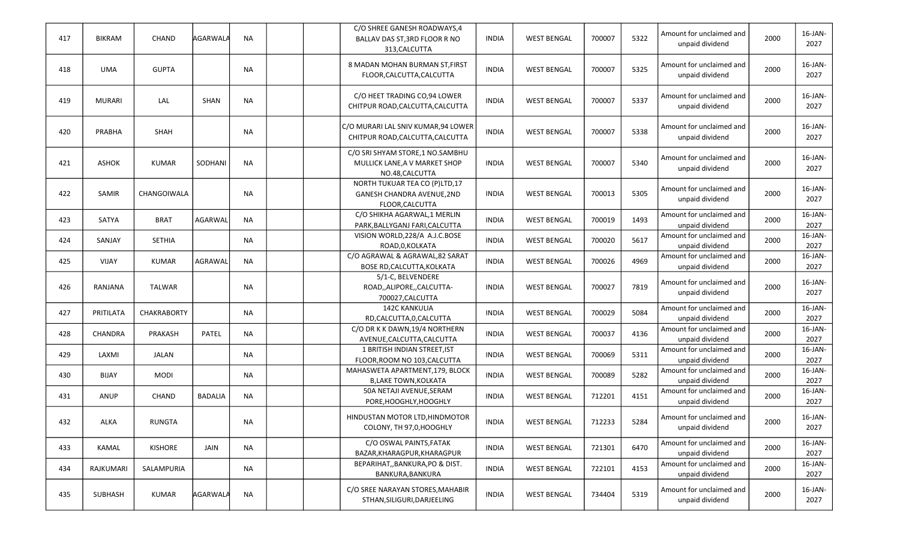| 417 | BIKRAM | CHAND | AGARWALA | NA | | | C/O SHREE GANESH ROADWAYS,4 BALLAV DAS ST,3RD FLOOR R NO 313,CALCUTTA | INDIA | WEST BENGAL | 700007 | 5322 | Amount for unclaimed and unpaid dividend | 2000 | 16-JAN-2027 |
|---|---|---|---|---|---|---|---|---|---|---|---|---|---|---|
| 418 | UMA | GUPTA | | NA | | | 8 MADAN MOHAN BURMAN ST,FIRST FLOOR,CALCUTTA,CALCUTTA | INDIA | WEST BENGAL | 700007 | 5325 | Amount for unclaimed and unpaid dividend | 2000 | 16-JAN-2027 |
| 419 | MURARI | LAL | SHAN | NA | | | C/O HEET TRADING CO,94 LOWER CHITPUR ROAD,CALCUTTA,CALCUTTA | INDIA | WEST BENGAL | 700007 | 5337 | Amount for unclaimed and unpaid dividend | 2000 | 16-JAN-2027 |
| 420 | PRABHA | SHAH | | NA | | | C/O MURARI LAL SNIV KUMAR,94 LOWER CHITPUR ROAD,CALCUTTA,CALCUTTA | INDIA | WEST BENGAL | 700007 | 5338 | Amount for unclaimed and unpaid dividend | 2000 | 16-JAN-2027 |
| 421 | ASHOK | KUMAR | SODHANI | NA | | | C/O SRI SHYAM STORE,1 NO.SAMBHU MULLICK LANE,A V MARKET SHOP NO.48,CALCUTTA | INDIA | WEST BENGAL | 700007 | 5340 | Amount for unclaimed and unpaid dividend | 2000 | 16-JAN-2027 |
| 422 | SAMIR | CHANGOIWALA | | NA | | | NORTH TUKUAR TEA CO (P)LTD,17 GANESH CHANDRA AVENUE,2ND FLOOR,CALCUTTA | INDIA | WEST BENGAL | 700013 | 5305 | Amount for unclaimed and unpaid dividend | 2000 | 16-JAN-2027 |
| 423 | SATYA | BRAT | AGARWAL | NA | | | C/O SHIKHA AGARWAL,1 MERLIN PARK,BALLYGANJ FARI,CALCUTTA | INDIA | WEST BENGAL | 700019 | 1493 | Amount for unclaimed and unpaid dividend | 2000 | 16-JAN-2027 |
| 424 | SANJAY | SETHIA | | NA | | | VISION WORLD,228/A A.J.C.BOSE ROAD,0,KOLKATA | INDIA | WEST BENGAL | 700020 | 5617 | Amount for unclaimed and unpaid dividend | 2000 | 16-JAN-2027 |
| 425 | VIJAY | KUMAR | AGRAWAL | NA | | | C/O AGRAWAL & AGRAWAL,82 SARAT BOSE RD,CALCUTTA,KOLKATA | INDIA | WEST BENGAL | 700026 | 4969 | Amount for unclaimed and unpaid dividend | 2000 | 16-JAN-2027 |
| 426 | RANJANA | TALWAR | | NA | | | 5/1-C, BELVENDERE ROAD,,ALIPORE,,CALCUTTA-700027,CALCUTTA | INDIA | WEST BENGAL | 700027 | 7819 | Amount for unclaimed and unpaid dividend | 2000 | 16-JAN-2027 |
| 427 | PRITILATA | CHAKRABORTY | | NA | | | 142C KANKULIA RD,CALCUTTA,0,CALCUTTA | INDIA | WEST BENGAL | 700029 | 5084 | Amount for unclaimed and unpaid dividend | 2000 | 16-JAN-2027 |
| 428 | CHANDRA | PRAKASH | PATEL | NA | | | C/O DR K K DAWN,19/4 NORTHERN AVENUE,CALCUTTA,CALCUTTA | INDIA | WEST BENGAL | 700037 | 4136 | Amount for unclaimed and unpaid dividend | 2000 | 16-JAN-2027 |
| 429 | LAXMI | JALAN | | NA | | | 1 BRITISH INDIAN STREET,IST FLOOR,ROOM NO 103,CALCUTTA | INDIA | WEST BENGAL | 700069 | 5311 | Amount for unclaimed and unpaid dividend | 2000 | 16-JAN-2027 |
| 430 | BIJAY | MODI | | NA | | | MAHASWETA APARTMENT,179, BLOCK B,LAKE TOWN,KOLKATA | INDIA | WEST BENGAL | 700089 | 5282 | Amount for unclaimed and unpaid dividend | 2000 | 16-JAN-2027 |
| 431 | ANUP | CHAND | BADALIA | NA | | | 50A NETAJI AVENUE,SERAM PORE,HOOGHLY,HOOGHLY | INDIA | WEST BENGAL | 712201 | 4151 | Amount for unclaimed and unpaid dividend | 2000 | 16-JAN-2027 |
| 432 | ALKA | RUNGTA | | NA | | | HINDUSTAN MOTOR LTD,HINDMOTOR COLONY, TH 97,0,HOOGHLY | INDIA | WEST BENGAL | 712233 | 5284 | Amount for unclaimed and unpaid dividend | 2000 | 16-JAN-2027 |
| 433 | KAMAL | KISHORE | JAIN | NA | | | C/O OSWAL PAINTS,FATAK BAZAR,KHARAGPUR,KHARAGPUR | INDIA | WEST BENGAL | 721301 | 6470 | Amount for unclaimed and unpaid dividend | 2000 | 16-JAN-2027 |
| 434 | RAJKUMARI | SALAMPURIA | | NA | | | BEPARIHAT,,BANKURA,PO & DIST. BANKURA,BANKURA | INDIA | WEST BENGAL | 722101 | 4153 | Amount for unclaimed and unpaid dividend | 2000 | 16-JAN-2027 |
| 435 | SUBHASH | KUMAR | AGARWALA | NA | | | C/O SREE NARAYAN STORES,MAHABIR STHAN,SILIGURI,DARJEELING | INDIA | WEST BENGAL | 734404 | 5319 | Amount for unclaimed and unpaid dividend | 2000 | 16-JAN-2027 |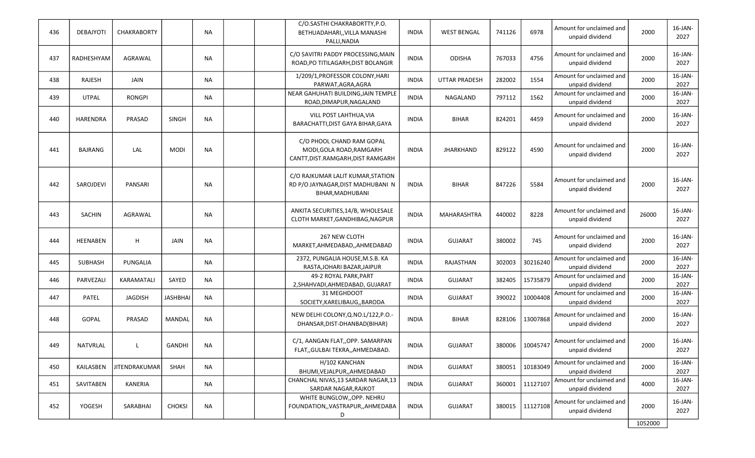| | | | | | | | | | | | | | | |
|---|---|---|---|---|---|---|---|---|---|---|---|---|---|---|
| 436 | DEBAJYOTI | CHAKRABORTY | | NA | | | C/O.SASTHI CHAKRABORTTY,P.O. BETHUADAHARI,,VILLA MANASHI PALLI,NADIA | INDIA | WEST BENGAL | 741126 | 6978 | Amount for unclaimed and unpaid dividend | 2000 | 16-JAN-2027 |
| 437 | RADHESHYAM | AGRAWAL | | NA | | | C/O SAVITRI PADDY PROCESSING,MAIN ROAD,PO TITILAGARH,DIST BOLANGIR | INDIA | ODISHA | 767033 | 4756 | Amount for unclaimed and unpaid dividend | 2000 | 16-JAN-2027 |
| 438 | RAJESH | JAIN | | NA | | | 1/209/1,PROFESSOR COLONY,HARI PARWAT,AGRA,AGRA | INDIA | UTTAR PRADESH | 282002 | 1554 | Amount for unclaimed and unpaid dividend | 2000 | 16-JAN-2027 |
| 439 | UTPAL | RONGPI | | NA | | | NEAR GAHUHATI BUILDING,JAIN TEMPLE ROAD,DIMAPUR,NAGALAND | INDIA | NAGALAND | 797112 | 1562 | Amount for unclaimed and unpaid dividend | 2000 | 16-JAN-2027 |
| 440 | HARENDRA | PRASAD | SINGH | NA | | | VILL POST LAHTHUA,VIA BARACHATTI,DIST GAYA BIHAR,GAYA | INDIA | BIHAR | 824201 | 4459 | Amount for unclaimed and unpaid dividend | 2000 | 16-JAN-2027 |
| 441 | BAJRANG | LAL | MODI | NA | | | C/O PHOOL CHAND RAM GOPAL MODI,GOLA ROAD,RAMGARH CANTT,DIST.RAMGARH,DIST RAMGARH | INDIA | JHARKHAND | 829122 | 4590 | Amount for unclaimed and unpaid dividend | 2000 | 16-JAN-2027 |
| 442 | SAROJDEVI | PANSARI | | NA | | | C/O RAJKUMAR LALIT KUMAR,STATION RD P/O JAYNAGAR,DIST MADHUBANI N BIHAR,MADHUBANI | INDIA | BIHAR | 847226 | 5584 | Amount for unclaimed and unpaid dividend | 2000 | 16-JAN-2027 |
| 443 | SACHIN | AGRAWAL | | NA | | | ANKITA SECURITIES,14/B, WHOLESALE CLOTH MARKET,GANDHIBAG,NAGPUR | INDIA | MAHARASHTRA | 440002 | 8228 | Amount for unclaimed and unpaid dividend | 26000 | 16-JAN-2027 |
| 444 | HEENABEN | H | JAIN | NA | | | 267 NEW CLOTH MARKET,AHMEDABAD,,AHMEDABAD | INDIA | GUJARAT | 380002 | 745 | Amount for unclaimed and unpaid dividend | 2000 | 16-JAN-2027 |
| 445 | SUBHASH | PUNGALIA | | NA | | | 2372, PUNGALIA HOUSE,M.S.B. KA RASTA,JOHARI BAZAR,JAIPUR | INDIA | RAJASTHAN | 302003 | 30216240 | Amount for unclaimed and unpaid dividend | 2000 | 16-JAN-2027 |
| 446 | PARVEZALI | KARAMATALI | SAYED | NA | | | 49-2 ROYAL PARK,PART 2,SHAHVADI,AHMEDABAD, GUJARAT | INDIA | GUJARAT | 382405 | 15735879 | Amount for unclaimed and unpaid dividend | 2000 | 16-JAN-2027 |
| 447 | PATEL | JAGDISH | JASHBHAI | NA | | | 31 MEGHDOOT SOCIETY,KARELIBAUG,,BARODA | INDIA | GUJARAT | 390022 | 10004408 | Amount for unclaimed and unpaid dividend | 2000 | 16-JAN-2027 |
| 448 | GOPAL | PRASAD | MANDAL | NA | | | NEW DELHI COLONY,Q.NO.L/122,P.O.-DHANSAR,DIST-DHANBAD(BIHAR) | INDIA | BIHAR | 828106 | 13007868 | Amount for unclaimed and unpaid dividend | 2000 | 16-JAN-2027 |
| 449 | NATVRLAL | L | GANDHI | NA | | | C/1, AANGAN FLAT,,OPP. SAMARPAN FLAT,,GULBAI TEKRA,,AHMEDABAD. | INDIA | GUJARAT | 380006 | 10045747 | Amount for unclaimed and unpaid dividend | 2000 | 16-JAN-2027 |
| 450 | KAILASBEN | JITENDRAKUMAR | SHAH | NA | | | H/102 KANCHAN BHUMI,VEJALPUR,,AHMEDABAD | INDIA | GUJARAT | 380051 | 10183049 | Amount for unclaimed and unpaid dividend | 2000 | 16-JAN-2027 |
| 451 | SAVITABEN | KANERIA | | NA | | | CHANCHAL NIVAS,13 SARDAR NAGAR,13 SARDAR NAGAR,RAJKOT | INDIA | GUJARAT | 360001 | 11127107 | Amount for unclaimed and unpaid dividend | 4000 | 16-JAN-2027 |
| 452 | YOGESH | SARABHAI | CHOKSI | NA | | | WHITE BUNGLOW,,OPP. NEHRU FOUNDATION,,VASTRAPUR,,AHMEDABAD | INDIA | GUJARAT | 380015 | 11127108 | Amount for unclaimed and unpaid dividend | 2000 | 16-JAN-2027 |
| | | | | | | | | | | | | | 1052000 | |